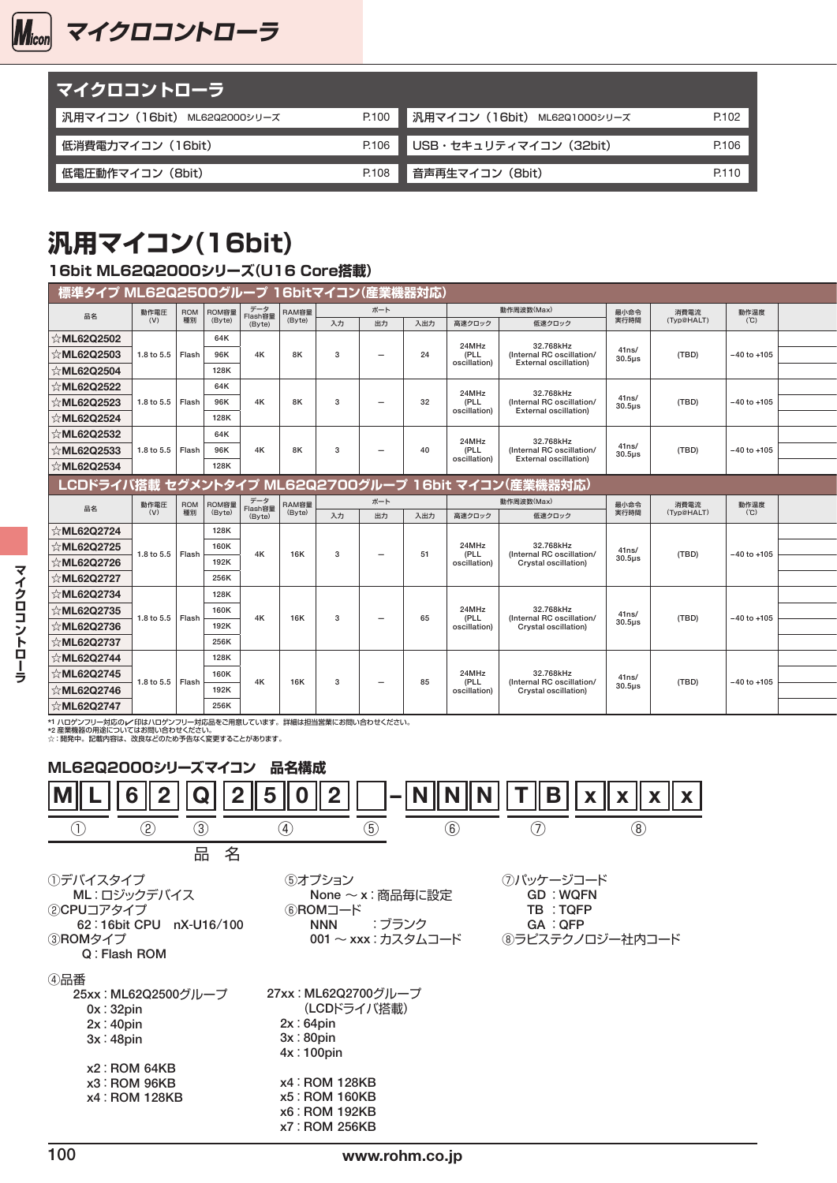# マイクロコントローラ

## マイクロコントローラ

| | | | |
|---|---|---|---|
| 汎用マイコン（16bit） ML62Q2000シリーズ | P.100 | 汎用マイコン（16bit） ML62Q1000シリーズ | P.102 |
| 低消費電力マイコン（16bit） | P.106 | USB・セキュリティマイコン（32bit） | P.106 |
| 低電圧動作マイコン（8bit） | P.108 | 音声再生マイコン（8bit） | P.110 |

# 汎用マイコン(16bit)

## 16bit ML62Q2000シリーズ(U16 Core搭載)

### 標準タイプ ML62Q2500グループ 16bitマイコン(産業機器対応)

| 品名 | 動作電圧 (V) | ROM種別 | ROM容量 (Byte) | データFlash容量 (Byte) | RAM容量 (Byte) | ポート | | | 動作周波数(Max) | | 最小命令実行時間 | 消費電流 (Typ@HALT) | 動作温度 (℃) |
|---|---|---|---|---|---|---|---|---|---|---|---|---|---|
| | | | | | | 入力 | 出力 | 入出力 | 高速クロック | 低速クロック | | | |
| ☆ML62Q2502 | 1.8 to 5.5 | Flash | 64K | 4K | 8K | 3 | — | 24 | 24MHz (PLL oscillation) | 32.768kHz (Internal RC oscillation/ External oscillation) | 41ns/ 30.5µs | (TBD) | −40 to +105 |
| ☆ML62Q2503 | | | 96K | | | | | | | | | | |
| ☆ML62Q2504 | | | 128K | | | | | | | | | | |
| ☆ML62Q2522 | 1.8 to 5.5 | Flash | 64K | 4K | 8K | 3 | — | 32 | 24MHz (PLL oscillation) | 32.768kHz (Internal RC oscillation/ External oscillation) | 41ns/ 30.5µs | (TBD) | −40 to +105 |
| ☆ML62Q2523 | | | 96K | | | | | | | | | | |
| ☆ML62Q2524 | | | 128K | | | | | | | | | | |
| ☆ML62Q2532 | 1.8 to 5.5 | Flash | 64K | 4K | 8K | 3 | — | 40 | 24MHz (PLL oscillation) | 32.768kHz (Internal RC oscillation/ External oscillation) | 41ns/ 30.5µs | (TBD) | −40 to +105 |
| ☆ML62Q2533 | | | 96K | | | | | | | | | | |
| ☆ML62Q2534 | | | 128K | | | | | | | | | | |

### LCDドライバ搭載 セグメントタイプ ML62Q2700グループ 16bit マイコン(産業機器対応)

| 品名 | 動作電圧 (V) | ROM種別 | ROM容量 (Byte) | データFlash容量 (Byte) | RAM容量 (Byte) | ポート | | | 動作周波数(Max) | | 最小命令実行時間 | 消費電流 (Typ@HALT) | 動作温度 (℃) |
|---|---|---|---|---|---|---|---|---|---|---|---|---|---|
| | | | | | | 入力 | 出力 | 入出力 | 高速クロック | 低速クロック | | | |
| ☆ML62Q2724 | 1.8 to 5.5 | Flash | 128K | 4K | 16K | 3 | — | 51 | 24MHz (PLL oscillation) | 32.768kHz (Internal RC oscillation/ Crystal oscillation) | 41ns/ 30.5µs | (TBD) | −40 to +105 |
| ☆ML62Q2725 | | | 160K | | | | | | | | | | |
| ☆ML62Q2726 | | | 192K | | | | | | | | | | |
| ☆ML62Q2727 | | | 256K | | | | | | | | | | |
| ☆ML62Q2734 | 1.8 to 5.5 | Flash | 128K | 4K | 16K | 3 | — | 65 | 24MHz (PLL oscillation) | 32.768kHz (Internal RC oscillation/ Crystal oscillation) | 41ns/ 30.5µs | (TBD) | −40 to +105 |
| ☆ML62Q2735 | | | 160K | | | | | | | | | | |
| ☆ML62Q2736 | | | 192K | | | | | | | | | | |
| ☆ML62Q2737 | | | 256K | | | | | | | | | | |
| ☆ML62Q2744 | 1.8 to 5.5 | Flash | 128K | 4K | 16K | 3 | — | 85 | 24MHz (PLL oscillation) | 32.768kHz (Internal RC oscillation/ Crystal oscillation) | 41ns/ 30.5µs | (TBD) | −40 to +105 |
| ☆ML62Q2745 | | | 160K | | | | | | | | | | |
| ☆ML62Q2746 | | | 192K | | | | | | | | | | |
| ☆ML62Q2747 | | | 256K | | | | | | | | | | |

*1 ハロゲンフリー対応の✔印はハロゲンフリー対応品をご用意しています。詳細は担当営業にお問い合わせください。
*2 産業機器の用途についてはお問い合わせください。
☆：開発中。記載内容は、改良などのため予告なく変更することがあります。

### ML62Q2000シリーズマイコン　品名構成

| M | L | 6 | 2 | Q | 2 | 5 | 0 | 2 | | – | N | N | N | T | B | x | x | x | x |
|---|---|---|---|---|---|---|---|---|---|---|---|---|---|---|---|---|---|---|---|
| ① | | ② | | ③ | ④ | | | | ⑤ | | ⑥ | | | ⑦ | | ⑧ | | | |

品　名（①〜⑤）

①デバイスタイプ
　ML : ロジックデバイス

②CPUコアタイプ
　62 : 16bit CPU　nX-U16/100

③ROMタイプ
　Q : Flash ROM

④品番
　25xx : ML62Q2500グループ
　　0x : 32pin
　　2x : 40pin
　　3x : 48pin

　　x2 : ROM 64KB
　　x3 : ROM 96KB
　　x4 : ROM 128KB

　27xx : ML62Q2700グループ
　　（LCDドライバ搭載）
　　2x : 64pin
　　3x : 80pin
　　4x : 100pin

　　x4 : ROM 128KB
　　x5 : ROM 160KB
　　x6 : ROM 192KB
　　x7 : ROM 256KB

⑤オプション
　None 〜 x : 商品毎に設定

⑥ROMコード
　NNN　　　: ブランク
　001 〜 xxx : カスタムコード

⑦パッケージコード
　GD : WQFN
　TB : TQFP
　GA : QFP

⑧ラピステクノロジー社内コード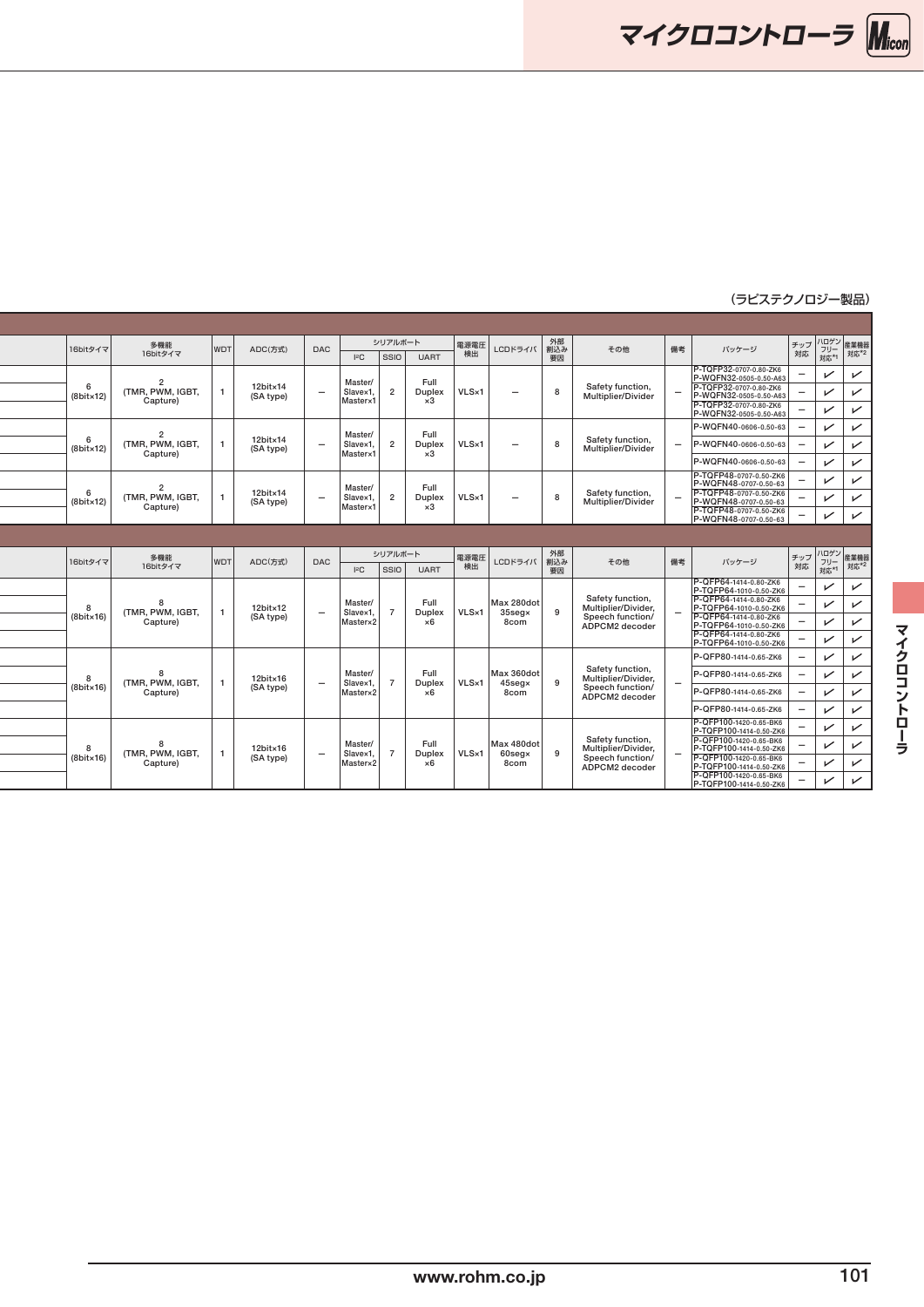（ラピステクノロジー製品）

| | 16bitタイマ | 多機能16bitタイマ | WDT | ADC(方式) | DAC | シリアルポート | | | 電源電圧検出 | LCDドライバ | 外部割込み要因 | その他 | 備考 | パッケージ | チップ対応 | ハロゲンフリー対応[*1] | 産業機器対応[*2] |
|---|---|---|---|---|---|---|---|---|---|---|---|---|---|---|---|---|---|
| | | | | | | I²C | SSIO | UART | | | | | | | | | |
| | 6 (8bit×12) | 2 (TMR, PWM, IGBT, Capture) | 1 | 12bit×14 (SA type) | – | Master/ Slave×1, Master×1 | 2 | Full Duplex ×3 | VLS×1 | – | 8 | Safety function, Multiplier/Divider | – | P-TQFP32-0707-0.80-ZK6 P-WQFN32-0505-0.50-A63 | – | ✓ | ✓ |
| | | | | | | | | | | | | | | P-TQFP32-0707-0.80-ZK6 P-WQFN32-0505-0.50-A63 | – | ✓ | ✓ |
| | | | | | | | | | | | | | | P-TQFP32-0707-0.80-ZK6 P-WQFN32-0505-0.50-A63 | – | ✓ | ✓ |
| | 6 (8bit×12) | 2 (TMR, PWM, IGBT, Capture) | 1 | 12bit×14 (SA type) | – | Master/ Slave×1, Master×1 | 2 | Full Duplex ×3 | VLS×1 | – | 8 | Safety function, Multiplier/Divider | – | P-WQFN40-0606-0.50-63 | – | ✓ | ✓ |
| | | | | | | | | | | | | | | P-WQFN40-0606-0.50-63 | – | ✓ | ✓ |
| | | | | | | | | | | | | | | P-WQFN40-0606-0.50-63 | – | ✓ | ✓ |
| | 6 (8bit×12) | 2 (TMR, PWM, IGBT, Capture) | 1 | 12bit×14 (SA type) | – | Master/ Slave×1, Master×1 | 2 | Full Duplex ×3 | VLS×1 | – | 8 | Safety function, Multiplier/Divider | – | P-TQFP48-0707-0.50-ZK6 P-WQFN48-0707-0.50-63 | – | ✓ | ✓ |
| | | | | | | | | | | | | | | P-TQFP48-0707-0.50-ZK6 P-WQFN48-0707-0.50-63 | – | ✓ | ✓ |
| | | | | | | | | | | | | | | P-TQFP48-0707-0.50-ZK6 P-WQFN48-0707-0.50-63 | – | ✓ | ✓ |

| | 16bitタイマ | 多機能16bitタイマ | WDT | ADC(方式) | DAC | シリアルポート | | | 電源電圧検出 | LCDドライバ | 外部割込み要因 | その他 | 備考 | パッケージ | チップ対応 | ハロゲンフリー対応[*1] | 産業機器対応[*2] |
|---|---|---|---|---|---|---|---|---|---|---|---|---|---|---|---|---|---|
| | | | | | | I²C | SSIO | UART | | | | | | | | | |
| | 8 (8bit×16) | 8 (TMR, PWM, IGBT, Capture) | 1 | 12bit×12 (SA type) | – | Master/ Slave×1, Master×2 | 7 | Full Duplex ×6 | VLS×1 | Max 280dot 35seg× 8com | 9 | Safety function, Multiplier/Divider, Speech function/ ADPCM2 decoder | – | P-QFP64-1414-0.80-ZK6 P-TQFP64-1010-0.50-ZK6 | – | ✓ | ✓ |
| | | | | | | | | | | | | | | P-QFP64-1414-0.80-ZK6 P-TQFP64-1010-0.50-ZK6 | – | ✓ | ✓ |
| | | | | | | | | | | | | | | P-QFP64-1414-0.80-ZK6 P-TQFP64-1010-0.50-ZK6 | – | ✓ | ✓ |
| | | | | | | | | | | | | | | P-QFP64-1414-0.80-ZK6 P-TQFP64-1010-0.50-ZK6 | – | ✓ | ✓ |
| | 8 (8bit×16) | 8 (TMR, PWM, IGBT, Capture) | 1 | 12bit×16 (SA type) | – | Master/ Slave×1, Master×2 | 7 | Full Duplex ×6 | VLS×1 | Max 360dot 45seg× 8com | 9 | Safety function, Multiplier/Divider, Speech function/ ADPCM2 decoder | – | P-QFP80-1414-0.65-ZK6 | – | ✓ | ✓ |
| | | | | | | | | | | | | | | P-QFP80-1414-0.65-ZK6 | – | ✓ | ✓ |
| | | | | | | | | | | | | | | P-QFP80-1414-0.65-ZK6 | – | ✓ | ✓ |
| | | | | | | | | | | | | | | P-QFP80-1414-0.65-ZK6 | – | ✓ | ✓ |
| | 8 (8bit×16) | 8 (TMR, PWM, IGBT, Capture) | 1 | 12bit×16 (SA type) | – | Master/ Slave×1, Master×2 | 7 | Full Duplex ×6 | VLS×1 | Max 480dot 60seg× 8com | 9 | Safety function, Multiplier/Divider, Speech function/ ADPCM2 decoder | – | P-QFP100-1420-0.65-BK6 P-TQFP100-1414-0.50-ZK6 | – | ✓ | ✓ |
| | | | | | | | | | | | | | | P-QFP100-1420-0.65-BK6 P-TQFP100-1414-0.50-ZK6 | – | ✓ | ✓ |
| | | | | | | | | | | | | | | P-QFP100-1420-0.65-BK6 P-TQFP100-1414-0.50-ZK6 | – | ✓ | ✓ |
| | | | | | | | | | | | | | | P-QFP100-1420-0.65-BK6 P-TQFP100-1414-0.50-ZK6 | – | ✓ | ✓ |

www.rohm.co.jp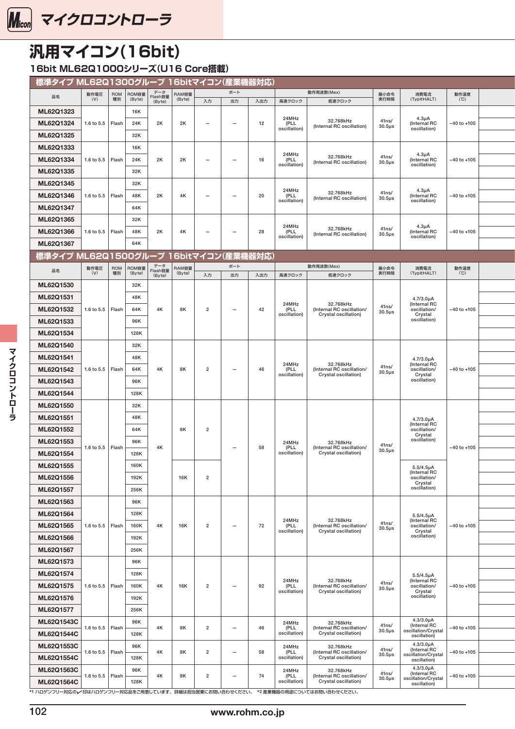# 汎用マイコン(16bit)

## 16bit ML62Q1000シリーズ(U16 Core搭載)

### 標準タイプ ML62Q1300グループ 16bitマイコン(産業機器対応)

| 品名 | 動作電圧 (V) | ROM 種別 | ROM容量 (Byte) | データ Flash容量 (Byte) | RAM容量 (Byte) | ポート | | | 動作周波数(Max) | | 最小命令 実行時間 | 消費電流 (Typ@HALT) | 動作温度 (℃) |
|---|---|---|---|---|---|---|---|---|---|---|---|---|---|
| | | | | | | 入力 | 出力 | 入出力 | 高速クロック | 低速クロック | | | |
| ML62Q1323 | 1.6 to 5.5 | Flash | 16K | 2K | 2K | – | – | 12 | 24MHz (PLL oscillation) | 32.768kHz (Internal RC oscillation) | 41ns/ 30.5μs | 4.3μA (Internal RC oscillation) | −40 to +105 |
| ML62Q1324 | 1.6 to 5.5 | Flash | 24K | 2K | 2K | – | – | 12 | 24MHz (PLL oscillation) | 32.768kHz (Internal RC oscillation) | 41ns/ 30.5μs | 4.3μA (Internal RC oscillation) | −40 to +105 |
| ML62Q1325 | 1.6 to 5.5 | Flash | 32K | 2K | 2K | – | – | 12 | 24MHz (PLL oscillation) | 32.768kHz (Internal RC oscillation) | 41ns/ 30.5μs | 4.3μA (Internal RC oscillation) | −40 to +105 |
| ML62Q1333 | 1.6 to 5.5 | Flash | 16K | 2K | 2K | – | – | 16 | 24MHz (PLL oscillation) | 32.768kHz (Internal RC oscillation) | 41ns/ 30.5μs | 4.3μA (Internal RC oscillation) | −40 to +105 |
| ML62Q1334 | 1.6 to 5.5 | Flash | 24K | 2K | 2K | – | – | 16 | 24MHz (PLL oscillation) | 32.768kHz (Internal RC oscillation) | 41ns/ 30.5μs | 4.3μA (Internal RC oscillation) | −40 to +105 |
| ML62Q1335 | 1.6 to 5.5 | Flash | 32K | 2K | 2K | – | – | 16 | 24MHz (PLL oscillation) | 32.768kHz (Internal RC oscillation) | 41ns/ 30.5μs | 4.3μA (Internal RC oscillation) | −40 to +105 |
| ML62Q1345 | 1.6 to 5.5 | Flash | 32K | 2K | 4K | – | – | 20 | 24MHz (PLL oscillation) | 32.768kHz (Internal RC oscillation) | 41ns/ 30.5μs | 4.3μA (Internal RC oscillation) | −40 to +105 |
| ML62Q1346 | 1.6 to 5.5 | Flash | 48K | 2K | 4K | – | – | 20 | 24MHz (PLL oscillation) | 32.768kHz (Internal RC oscillation) | 41ns/ 30.5μs | 4.3μA (Internal RC oscillation) | −40 to +105 |
| ML62Q1347 | 1.6 to 5.5 | Flash | 64K | 2K | 4K | – | – | 20 | 24MHz (PLL oscillation) | 32.768kHz (Internal RC oscillation) | 41ns/ 30.5μs | 4.3μA (Internal RC oscillation) | −40 to +105 |
| ML62Q1365 | 1.6 to 5.5 | Flash | 32K | 2K | 4K | – | – | 28 | 24MHz (PLL oscillation) | 32.768kHz (Internal RC oscillation) | 41ns/ 30.5μs | 4.3μA (Internal RC oscillation) | −40 to +105 |
| ML62Q1366 | 1.6 to 5.5 | Flash | 48K | 2K | 4K | – | – | 28 | 24MHz (PLL oscillation) | 32.768kHz (Internal RC oscillation) | 41ns/ 30.5μs | 4.3μA (Internal RC oscillation) | −40 to +105 |
| ML62Q1367 | 1.6 to 5.5 | Flash | 64K | 2K | 4K | – | – | 28 | 24MHz (PLL oscillation) | 32.768kHz (Internal RC oscillation) | 41ns/ 30.5μs | 4.3μA (Internal RC oscillation) | −40 to +105 |

### 標準タイプ ML62Q1500グループ 16bitマイコン(産業機器対応)

| 品名 | 動作電圧 (V) | ROM 種別 | ROM容量 (Byte) | データ Flash容量 (Byte) | RAM容量 (Byte) | ポート | | | 動作周波数(Max) | | 最小命令 実行時間 | 消費電流 (Typ@HALT) | 動作温度 (℃) |
|---|---|---|---|---|---|---|---|---|---|---|---|---|---|
| | | | | | | 入力 | 出力 | 入出力 | 高速クロック | 低速クロック | | | |
| ML62Q1530 | 1.6 to 5.5 | Flash | 32K | 4K | 8K | 2 | – | 42 | 24MHz (PLL oscillation) | 32.768kHz (Internal RC oscillation/ Crystal oscillation) | 41ns/ 30.5μs | 4.7/3.0μA (Internal RC oscillation/ Crystal oscillation) | −40 to +105 |
| ML62Q1531 | 1.6 to 5.5 | Flash | 48K | 4K | 8K | 2 | – | 42 | 24MHz (PLL oscillation) | 32.768kHz (Internal RC oscillation/ Crystal oscillation) | 41ns/ 30.5μs | 4.7/3.0μA (Internal RC oscillation/ Crystal oscillation) | −40 to +105 |
| ML62Q1532 | 1.6 to 5.5 | Flash | 64K | 4K | 8K | 2 | – | 42 | 24MHz (PLL oscillation) | 32.768kHz (Internal RC oscillation/ Crystal oscillation) | 41ns/ 30.5μs | 4.7/3.0μA (Internal RC oscillation/ Crystal oscillation) | −40 to +105 |
| ML62Q1533 | 1.6 to 5.5 | Flash | 96K | 4K | 8K | 2 | – | 42 | 24MHz (PLL oscillation) | 32.768kHz (Internal RC oscillation/ Crystal oscillation) | 41ns/ 30.5μs | 4.7/3.0μA (Internal RC oscillation/ Crystal oscillation) | −40 to +105 |
| ML62Q1534 | 1.6 to 5.5 | Flash | 128K | 4K | 8K | 2 | – | 42 | 24MHz (PLL oscillation) | 32.768kHz (Internal RC oscillation/ Crystal oscillation) | 41ns/ 30.5μs | 4.7/3.0μA (Internal RC oscillation/ Crystal oscillation) | −40 to +105 |
| ML62Q1540 | 1.6 to 5.5 | Flash | 32K | 4K | 8K | 2 | – | 46 | 24MHz (PLL oscillation) | 32.768kHz (Internal RC oscillation/ Crystal oscillation) | 41ns/ 30.5μs | 4.7/3.0μA (Internal RC oscillation/ Crystal oscillation) | −40 to +105 |
| ML62Q1541 | 1.6 to 5.5 | Flash | 48K | 4K | 8K | 2 | – | 46 | 24MHz (PLL oscillation) | 32.768kHz (Internal RC oscillation/ Crystal oscillation) | 41ns/ 30.5μs | 4.7/3.0μA (Internal RC oscillation/ Crystal oscillation) | −40 to +105 |
| ML62Q1542 | 1.6 to 5.5 | Flash | 64K | 4K | 8K | 2 | – | 46 | 24MHz (PLL oscillation) | 32.768kHz (Internal RC oscillation/ Crystal oscillation) | 41ns/ 30.5μs | 4.7/3.0μA (Internal RC oscillation/ Crystal oscillation) | −40 to +105 |
| ML62Q1543 | 1.6 to 5.5 | Flash | 96K | 4K | 8K | 2 | – | 46 | 24MHz (PLL oscillation) | 32.768kHz (Internal RC oscillation/ Crystal oscillation) | 41ns/ 30.5μs | 4.7/3.0μA (Internal RC oscillation/ Crystal oscillation) | −40 to +105 |
| ML62Q1544 | 1.6 to 5.5 | Flash | 128K | 4K | 8K | 2 | – | 46 | 24MHz (PLL oscillation) | 32.768kHz (Internal RC oscillation/ Crystal oscillation) | 41ns/ 30.5μs | 4.7/3.0μA (Internal RC oscillation/ Crystal oscillation) | −40 to +105 |
| ML62Q1550 | 1.6 to 5.5 | Flash | 32K | 4K | 8K | 2 | – | 58 | 24MHz (PLL oscillation) | 32.768kHz (Internal RC oscillation/ Crystal oscillation) | 41ns/ 30.5μs | 4.7/3.0μA (Internal RC oscillation/ Crystal oscillation) | −40 to +105 |
| ML62Q1551 | 1.6 to 5.5 | Flash | 48K | 4K | 8K | 2 | – | 58 | 24MHz (PLL oscillation) | 32.768kHz (Internal RC oscillation/ Crystal oscillation) | 41ns/ 30.5μs | 4.7/3.0μA (Internal RC oscillation/ Crystal oscillation) | −40 to +105 |
| ML62Q1552 | 1.6 to 5.5 | Flash | 64K | 4K | 8K | 2 | – | 58 | 24MHz (PLL oscillation) | 32.768kHz (Internal RC oscillation/ Crystal oscillation) | 41ns/ 30.5μs | 4.7/3.0μA (Internal RC oscillation/ Crystal oscillation) | −40 to +105 |
| ML62Q1553 | 1.6 to 5.5 | Flash | 96K | 4K | 8K | 2 | – | 58 | 24MHz (PLL oscillation) | 32.768kHz (Internal RC oscillation/ Crystal oscillation) | 41ns/ 30.5μs | 4.7/3.0μA (Internal RC oscillation/ Crystal oscillation) | −40 to +105 |
| ML62Q1554 | 1.6 to 5.5 | Flash | 128K | 4K | 8K | 2 | – | 58 | 24MHz (PLL oscillation) | 32.768kHz (Internal RC oscillation/ Crystal oscillation) | 41ns/ 30.5μs | 4.7/3.0μA (Internal RC oscillation/ Crystal oscillation) | −40 to +105 |
| ML62Q1555 | 1.6 to 5.5 | Flash | 160K | 4K | 16K | 2 | – | 58 | 24MHz (PLL oscillation) | 32.768kHz (Internal RC oscillation/ Crystal oscillation) | 41ns/ 30.5μs | 5.5/4.5μA (Internal RC oscillation/ Crystal oscillation) | −40 to +105 |
| ML62Q1556 | 1.6 to 5.5 | Flash | 192K | 4K | 16K | 2 | – | 58 | 24MHz (PLL oscillation) | 32.768kHz (Internal RC oscillation/ Crystal oscillation) | 41ns/ 30.5μs | 5.5/4.5μA (Internal RC oscillation/ Crystal oscillation) | −40 to +105 |
| ML62Q1557 | 1.6 to 5.5 | Flash | 256K | 4K | 16K | 2 | – | 58 | 24MHz (PLL oscillation) | 32.768kHz (Internal RC oscillation/ Crystal oscillation) | 41ns/ 30.5μs | 5.5/4.5μA (Internal RC oscillation/ Crystal oscillation) | −40 to +105 |
| ML62Q1563 | 1.6 to 5.5 | Flash | 96K | 4K | 16K | 2 | – | 72 | 24MHz (PLL oscillation) | 32.768kHz (Internal RC oscillation/ Crystal oscillation) | 41ns/ 30.5μs | 5.5/4.5μA (Internal RC oscillation/ Crystal oscillation) | −40 to +105 |
| ML62Q1564 | 1.6 to 5.5 | Flash | 128K | 4K | 16K | 2 | – | 72 | 24MHz (PLL oscillation) | 32.768kHz (Internal RC oscillation/ Crystal oscillation) | 41ns/ 30.5μs | 5.5/4.5μA (Internal RC oscillation/ Crystal oscillation) | −40 to +105 |
| ML62Q1565 | 1.6 to 5.5 | Flash | 160K | 4K | 16K | 2 | – | 72 | 24MHz (PLL oscillation) | 32.768kHz (Internal RC oscillation/ Crystal oscillation) | 41ns/ 30.5μs | 5.5/4.5μA (Internal RC oscillation/ Crystal oscillation) | −40 to +105 |
| ML62Q1566 | 1.6 to 5.5 | Flash | 192K | 4K | 16K | 2 | – | 72 | 24MHz (PLL oscillation) | 32.768kHz (Internal RC oscillation/ Crystal oscillation) | 41ns/ 30.5μs | 5.5/4.5μA (Internal RC oscillation/ Crystal oscillation) | −40 to +105 |
| ML62Q1567 | 1.6 to 5.5 | Flash | 256K | 4K | 16K | 2 | – | 72 | 24MHz (PLL oscillation) | 32.768kHz (Internal RC oscillation/ Crystal oscillation) | 41ns/ 30.5μs | 5.5/4.5μA (Internal RC oscillation/ Crystal oscillation) | −40 to +105 |
| ML62Q1573 | 1.6 to 5.5 | Flash | 96K | 4K | 16K | 2 | – | 92 | 24MHz (PLL oscillation) | 32.768kHz (Internal RC oscillation/ Crystal oscillation) | 41ns/ 30.5μs | 5.5/4.5μA (Internal RC oscillation/ Crystal oscillation) | −40 to +105 |
| ML62Q1574 | 1.6 to 5.5 | Flash | 128K | 4K | 16K | 2 | – | 92 | 24MHz (PLL oscillation) | 32.768kHz (Internal RC oscillation/ Crystal oscillation) | 41ns/ 30.5μs | 5.5/4.5μA (Internal RC oscillation/ Crystal oscillation) | −40 to +105 |
| ML62Q1575 | 1.6 to 5.5 | Flash | 160K | 4K | 16K | 2 | – | 92 | 24MHz (PLL oscillation) | 32.768kHz (Internal RC oscillation/ Crystal oscillation) | 41ns/ 30.5μs | 5.5/4.5μA (Internal RC oscillation/ Crystal oscillation) | −40 to +105 |
| ML62Q1576 | 1.6 to 5.5 | Flash | 192K | 4K | 16K | 2 | – | 92 | 24MHz (PLL oscillation) | 32.768kHz (Internal RC oscillation/ Crystal oscillation) | 41ns/ 30.5μs | 5.5/4.5μA (Internal RC oscillation/ Crystal oscillation) | −40 to +105 |
| ML62Q1577 | 1.6 to 5.5 | Flash | 256K | 4K | 16K | 2 | – | 92 | 24MHz (PLL oscillation) | 32.768kHz (Internal RC oscillation/ Crystal oscillation) | 41ns/ 30.5μs | 5.5/4.5μA (Internal RC oscillation/ Crystal oscillation) | −40 to +105 |
| ML62Q1543C | 1.6 to 5.5 | Flash | 96K | 4K | 8K | 2 | – | 46 | 24MHz (PLL oscillation) | 32.768kHz (Internal RC oscillation/ Crystal oscillation) | 41ns/ 30.5μs | 4.3/3.0μA (Internal RC oscillation/Crystal oscillation) | −40 to +105 |
| ML62Q1544C | 1.6 to 5.5 | Flash | 128K | 4K | 8K | 2 | – | 46 | 24MHz (PLL oscillation) | 32.768kHz (Internal RC oscillation/ Crystal oscillation) | 41ns/ 30.5μs | 4.3/3.0μA (Internal RC oscillation/Crystal oscillation) | −40 to +105 |
| ML62Q1553C | 1.6 to 5.5 | Flash | 96K | 4K | 8K | 2 | – | 58 | 24MHz (PLL oscillation) | 32.768kHz (Internal RC oscillation/ Crystal oscillation) | 41ns/ 30.5μs | 4.3/3.0μA (Internal RC oscillation/Crystal oscillation) | −40 to +105 |
| ML62Q1554C | 1.6 to 5.5 | Flash | 128K | 4K | 8K | 2 | – | 58 | 24MHz (PLL oscillation) | 32.768kHz (Internal RC oscillation/ Crystal oscillation) | 41ns/ 30.5μs | 4.3/3.0μA (Internal RC oscillation/Crystal oscillation) | −40 to +105 |
| ML62Q1563C | 1.6 to 5.5 | Flash | 96K | 4K | 8K | 2 | – | 74 | 24MHz (PLL oscillation) | 32.768kHz (Internal RC oscillation/ Crystal oscillation) | 41ns/ 30.5μs | 4.3/3.0μA (Internal RC oscillation/Crystal oscillation) | −40 to +105 |
| ML62Q1564C | 1.6 to 5.5 | Flash | 128K | 4K | 8K | 2 | – | 74 | 24MHz (PLL oscillation) | 32.768kHz (Internal RC oscillation/ Crystal oscillation) | 41ns/ 30.5μs | 4.3/3.0μA (Internal RC oscillation/Crystal oscillation) | −40 to +105 |

*1 ハロゲンフリー対応の✓印はハロゲンフリー対応品をご用意しています。詳細は担当営業にお問い合わせください。 *2 産業機器の用途についてはお問い合わせください。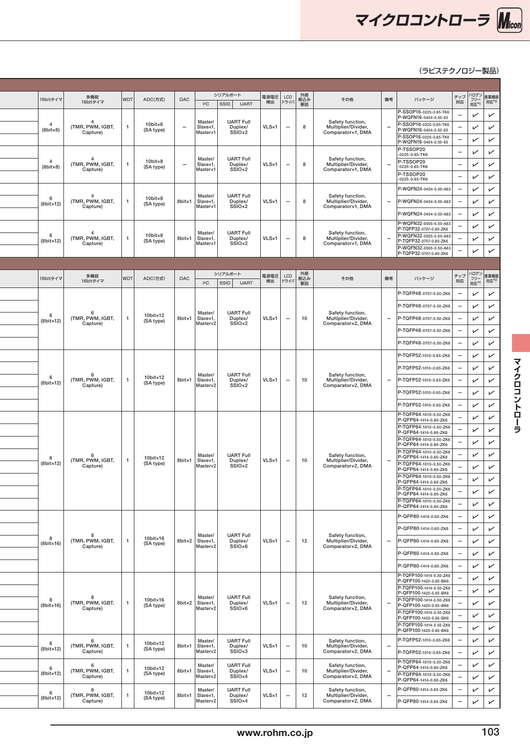(ラピステクノロジー製品)

| 16bitタイマ | 多機能16bitタイマ | WDT | ADC(方式) | DAC | シリアルポート I²C | SSIO | UART | 電源電圧検出 | LCDドライバ | 外部割込み要因 | その他 | 備考 | パッケージ | チップ対応 | ハロゲンフリー対応*1 | 産業機器対応*2 |
|---|---|---|---|---|---|---|---|---|---|---|---|---|---|---|---|---|
| 4 (8bit×8) | 4 (TMR, PWM, IGBT, Capture) | 1 | 10bit×6 (SA type) | – | Master/Slave×1, Master×1 | UART Full Duplex/SSIO×2 | | VLS×1 | – | 8 | Safety function, Multiplier/Divider, Comparator×1, DMA | – | P-SSOP16-0225-0.65-TK6 P-WQFN16-0404-0.50-63 | – | ✓ | ✓ |
| | | | | | | | | | | | | | P-SSOP16-0225-0.65-TK6 P-WQFN16-0404-0.50-63 | – | ✓ | ✓ |
| | | | | | | | | | | | | | P-SSOP16-0225-0.65-TK6 P-WQFN16-0404-0.50-63 | – | ✓ | ✓ |
| 4 (8bit×8) | 4 (TMR, PWM, IGBT, Capture) | 1 | 10bit×8 (SA type) | – | Master/Slave×1, Master×1 | UART Full Duplex/SSIO×2 | | VLS×1 | – | 8 | Safety function, Multiplier/Divider, Comparator×1, DMA | – | P-TSSOP20-0225-0.65-TK6 | – | ✓ | ✓ |
| | | | | | | | | | | | | | P-TSSOP20-0225-0.65-TK6 | – | ✓ | ✓ |
| | | | | | | | | | | | | | P-TSSOP20-0225-0.65-TK6 | – | ✓ | ✓ |
| 6 (8bit×12) | 4 (TMR, PWM, IGBT, Capture) | 1 | 10bit×8 (SA type) | 8bit×1 | Master/Slave×1, Master×1 | UART Full Duplex/SSIO×2 | | VLS×1 | – | 8 | Safety function, Multiplier/Divider, Comparator×1, DMA | – | P-WQFN24-0404-0.50-A63 | – | ✓ | ✓ |
| | | | | | | | | | | | | | P-WQFN24-0404-0.50-A63 | – | ✓ | ✓ |
| | | | | | | | | | | | | | P-WQFN24-0404-0.50-A63 | – | ✓ | ✓ |
| 6 (8bit×12) | 4 (TMR, PWM, IGBT, Capture) | 1 | 10bit×8 (SA type) | 8bit×1 | Master/Slave×1, Master×1 | UART Full Duplex/SSIO×2 | | VLS×1 | – | 8 | Safety function, Multiplier/Divider, Comparator×1, DMA | – | P-WQFN32-0505-0.50-A63 P-TQFP32-0707-0.80-ZK6 | – | ✓ | ✓ |
| | | | | | | | | | | | | | P-WQFN32-0505-0.50-A63 P-TQFP32-0707-0.80-ZK6 | – | ✓ | ✓ |
| | | | | | | | | | | | | | P-WQFN32-0505-0.50-A63 P-TQFP32-0707-0.80-ZK6 | – | ✓ | ✓ |

| 16bitタイマ | 多機能16bitタイマ | WDT | ADC(方式) | DAC | シリアルポート I²C | SSIO | UART | 電源電圧検出 | LCDドライバ | 外部割込み要因 | その他 | 備考 | パッケージ | チップ対応 | ハロゲンフリー対応*1 | 産業機器対応*2 |
|---|---|---|---|---|---|---|---|---|---|---|---|---|---|---|---|---|
| 6 (8bit×12) | 6 (TMR, PWM, IGBT, Capture) | 1 | 10bit×12 (SA type) | 8bit×1 | Master/Slave×1, Master×2 | UART Full Duplex/SSIO×2 | | VLS×1 | – | 10 | Safety function, Multiplier/Divider, Comparator×2, DMA | – | P-TQFP48-0707-0.50-ZK6 | – | ✓ | ✓ |
| | | | | | | | | | | | | | P-TQFP48-0707-0.50-ZK6 | – | ✓ | ✓ |
| | | | | | | | | | | | | | P-TQFP48-0707-0.50-ZK6 | – | ✓ | ✓ |
| | | | | | | | | | | | | | P-TQFP48-0707-0.50-ZK6 | – | ✓ | ✓ |
| | | | | | | | | | | | | | P-TQFP48-0707-0.50-ZK6 | – | ✓ | ✓ |
| 6 (8bit×12) | 6 (TMR, PWM, IGBT, Capture) | 1 | 10bit×12 (SA type) | 8bit×1 | Master/Slave×1, Master×2 | UART Full Duplex/SSIO×2 | | VLS×1 | – | 10 | Safety function, Multiplier/Divider, Comparator×2, DMA | – | P-TQFP52-1010-0.65-ZK6 | – | ✓ | ✓ |
| | | | | | | | | | | | | | P-TQFP52-1010-0.65-ZK6 | – | ✓ | ✓ |
| | | | | | | | | | | | | | P-TQFP52-1010-0.65-ZK6 | – | ✓ | ✓ |
| | | | | | | | | | | | | | P-TQFP52-1010-0.65-ZK6 | – | ✓ | ✓ |
| | | | | | | | | | | | | | P-TQFP52-1010-0.65-ZK6 | – | ✓ | ✓ |
| 6 (8bit×12) | 6 (TMR, PWM, IGBT, Capture) | 1 | 10bit×12 (SA type) | 8bit×1 | Master/Slave×1, Master×2 | UART Full Duplex/SSIO×2 | | VLS×1 | – | 10 | Safety function, Multiplier/Divider, Comparator×2, DMA | – | P-TQFP64-1010-0.50-ZK6 P-QFP64-1414-0.80-ZK6 | – | ✓ | ✓ |
| | | | | | | | | | | | | | P-TQFP64-1010-0.50-ZK6 P-QFP64-1414-0.80-ZK6 | – | ✓ | ✓ |
| | | | | | | | | | | | | | P-TQFP64-1010-0.50-ZK6 P-QFP64-1414-0.80-ZK6 | – | ✓ | ✓ |
| | | | | | | | | | | | | | P-TQFP64-1010-0.50-ZK6 P-QFP64-1414-0.80-ZK6 | – | ✓ | ✓ |
| | | | | | | | | | | | | | P-TQFP64-1010-0.50-ZK6 P-QFP64-1414-0.80-ZK6 | – | ✓ | ✓ |
| | | | | | | | | | | | | | P-TQFP64-1010-0.50-ZK6 P-QFP64-1414-0.80-ZK6 | – | ✓ | ✓ |
| | | | | | | | | | | | | | P-TQFP64-1010-0.50-ZK6 P-QFP64-1414-0.80-ZK6 | – | ✓ | ✓ |
| | | | | | | | | | | | | | P-TQFP64-1010-0.50-ZK6 P-QFP64-1414-0.80-ZK6 | – | ✓ | ✓ |
| 8 (8bit×16) | 8 (TMR, PWM, IGBT, Capture) | 1 | 10bit×16 (SA type) | 8bit×2 | Master/Slave×1, Master×2 | UART Full Duplex/SSIO×6 | | VLS×1 | – | 12 | Safety function, Multiplier/Divider, Comparator×2, DMA | – | P-QFP80-1414-0.65-ZK6 | – | ✓ | ✓ |
| | | | | | | | | | | | | | P-QFP80-1414-0.65-ZK6 | – | ✓ | ✓ |
| | | | | | | | | | | | | | P-QFP80-1414-0.65-ZK6 | – | ✓ | ✓ |
| | | | | | | | | | | | | | P-QFP80-1414-0.65-ZK6 | – | ✓ | ✓ |
| | | | | | | | | | | | | | P-QFP80-1414-0.65-ZK6 | – | ✓ | ✓ |
| 8 (8bit×16) | 8 (TMR, PWM, IGBT, Capture) | 1 | 10bit×16 (SA type) | 8bit×2 | Master/Slave×1, Master×2 | UART Full Duplex/SSIO×6 | | VLS×1 | – | 12 | Safety function, Multiplier/Divider, Comparator×2, DMA | – | P-TQFP100-1414-0.50-ZK6 P-QFP100-1420-0.65-BK6 | – | ✓ | ✓ |
| | | | | | | | | | | | | | P-TQFP100-1414-0.50-ZK6 P-QFP100-1420-0.65-BK6 | – | ✓ | ✓ |
| | | | | | | | | | | | | | P-TQFP100-1414-0.50-ZK6 P-QFP100-1420-0.65-BK6 | – | ✓ | ✓ |
| | | | | | | | | | | | | | P-TQFP100-1414-0.50-ZK6 P-QFP100-1420-0.65-BK6 | – | ✓ | ✓ |
| | | | | | | | | | | | | | P-TQFP100-1414-0.50-ZK6 P-QFP100-1420-0.65-BK6 | – | ✓ | ✓ |
| 6 (8bit×12) | 6 (TMR, PWM, IGBT, Capture) | 1 | 10bit×12 (SA type) | 8bit×1 | Master/Slave×1, Master×2 | UART Full Duplex/SSIO×3 | | VLS×1 | – | 10 | Safety function, Multiplier/Divider, Comparator×2, DMA | – | P-TQFP52-1010-0.65-ZK6 | – | ✓ | ✓ |
| | | | | | | | | | | | | | P-TQFP52-1010-0.65-ZK6 | – | ✓ | ✓ |
| 6 (8bit×12) | 6 (TMR, PWM, IGBT, Capture) | 1 | 10bit×12 (SA type) | 8bit×1 | Master/Slave×1, Master×2 | UART Full Duplex/SSIO×4 | | VLS×1 | – | 10 | Safety function, Multiplier/Divider, Comparator×2, DMA | – | P-TQFP64-1010-0.50-ZK6 P-QFP64-1414-0.80-ZK6 | – | ✓ | ✓ |
| | | | | | | | | | | | | | P-TQFP64-1010-0.50-ZK6 P-QFP64-1414-0.80-ZK6 | – | ✓ | ✓ |
| 6 (8bit×12) | 6 (TMR, PWM, IGBT, Capture) | 1 | 10bit×12 (SA type) | 8bit×1 | Master/Slave×1, Master×2 | UART Full Duplex/SSIO×4 | | VLS×1 | – | 12 | Safety function, Multiplier/Divider, Comparator×2, DMA | – | P-QFP80-1414-0.65-ZK6 | – | ✓ | ✓ |
| | | | | | | | | | | | | | P-QFP80-1414-0.65-ZK6 | – | ✓ | ✓ |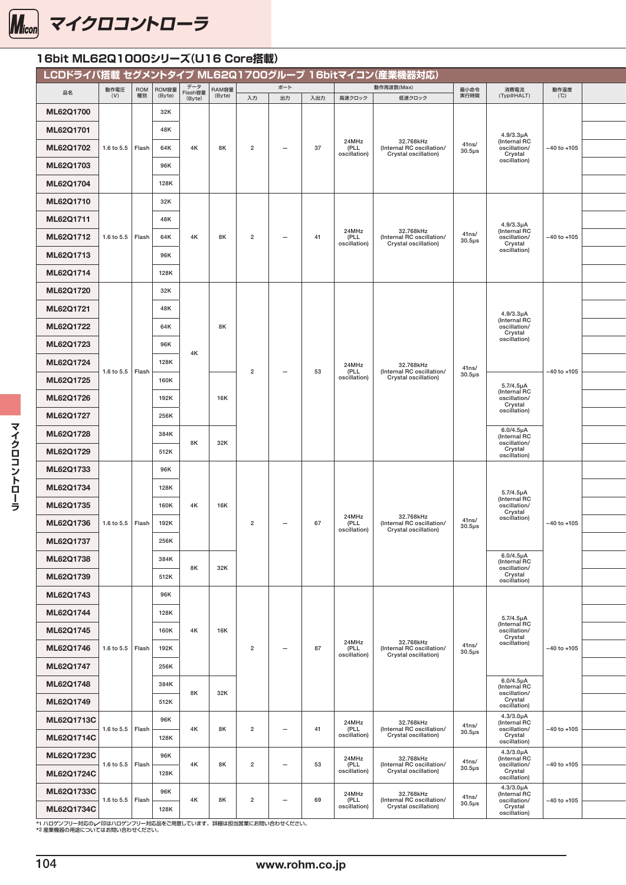# マイクロコントローラ

## 16bit ML62Q1000シリーズ(U16 Core搭載)

### LCDドライバ搭載 セグメントタイプ ML62Q1700グループ 16bitマイコン(産業機器対応)

| 品名 | 動作電圧 (V) | ROM種別 | ROM容量 (Byte) | データFlash容量 (Byte) | RAM容量 (Byte) | ポート | | | 動作周波数(Max) | | 最小命令実行時間 | 消費電流 (Typ@HALT) | 動作温度 (℃) |
|---|---|---|---|---|---|---|---|---|---|---|---|---|---|
| | | | | | | 入力 | 出力 | 入出力 | 高速クロック | 低速クロック | | | |
| ML62Q1700 | 1.6 to 5.5 | Flash | 32K | 4K | 8K | 2 | – | 37 | 24MHz (PLL oscillation) | 32.768kHz (Internal RC oscillation/ Crystal oscillation) | 41ns/ 30.5μs | 4.9/3.3μA (Internal RC oscillation/ Crystal oscillation) | −40 to +105 |
| ML62Q1701 | | | 48K | | | | | | | | | | |
| ML62Q1702 | | | 64K | | | | | | | | | | |
| ML62Q1703 | | | 96K | | | | | | | | | | |
| ML62Q1704 | | | 128K | | | | | | | | | | |
| ML62Q1710 | 1.6 to 5.5 | Flash | 32K | 4K | 8K | 2 | – | 41 | 24MHz (PLL oscillation) | 32.768kHz (Internal RC oscillation/ Crystal oscillation) | 41ns/ 30.5μs | 4.9/3.3μA (Internal RC oscillation/ Crystal oscillation) | −40 to +105 |
| ML62Q1711 | | | 48K | | | | | | | | | | |
| ML62Q1712 | | | 64K | | | | | | | | | | |
| ML62Q1713 | | | 96K | | | | | | | | | | |
| ML62Q1714 | | | 128K | | | | | | | | | | |
| ML62Q1720 | 1.6 to 5.5 | Flash | 32K | 4K | 8K | 2 | – | 53 | 24MHz (PLL oscillation) | 32.768kHz (Internal RC oscillation/ Crystal oscillation) | 41ns/ 30.5μs | 4.9/3.3μA (Internal RC oscillation/ Crystal oscillation) | −40 to +105 |
| ML62Q1721 | | | 48K | | | | | | | | | | |
| ML62Q1722 | | | 64K | | | | | | | | | | |
| ML62Q1723 | | | 96K | | | | | | | | | | |
| ML62Q1724 | | | 128K | | | | | | | | | | |
| ML62Q1725 | | | 160K | | 16K | | | | | | | 5.7/4.5μA (Internal RC oscillation/ Crystal oscillation) | |
| ML62Q1726 | | | 192K | | | | | | | | | | |
| ML62Q1727 | | | 256K | | | | | | | | | | |
| ML62Q1728 | | | 384K | 8K | 32K | | | | | | | 6.0/4.5μA (Internal RC oscillation/ Crystal oscillation) | |
| ML62Q1729 | | | 512K | | | | | | | | | | |
| ML62Q1733 | 1.6 to 5.5 | Flash | 96K | 4K | 16K | 2 | – | 67 | 24MHz (PLL oscillation) | 32.768kHz (Internal RC oscillation/ Crystal oscillation) | 41ns/ 30.5μs | 5.7/4.5μA (Internal RC oscillation/ Crystal oscillation) | −40 to +105 |
| ML62Q1734 | | | 128K | | | | | | | | | | |
| ML62Q1735 | | | 160K | | | | | | | | | | |
| ML62Q1736 | | | 192K | | | | | | | | | | |
| ML62Q1737 | | | 256K | | | | | | | | | | |
| ML62Q1738 | | | 384K | 8K | 32K | | | | | | | 6.0/4.5μA (Internal RC oscillation/ Crystal oscillation) | |
| ML62Q1739 | | | 512K | | | | | | | | | | |
| ML62Q1743 | 1.6 to 5.5 | Flash | 96K | 4K | 16K | 2 | – | 87 | 24MHz (PLL oscillation) | 32.768kHz (Internal RC oscillation/ Crystal oscillation) | 41ns/ 30.5μs | 5.7/4.5μA (Internal RC oscillation/ Crystal oscillation) | −40 to +105 |
| ML62Q1744 | | | 128K | | | | | | | | | | |
| ML62Q1745 | | | 160K | | | | | | | | | | |
| ML62Q1746 | | | 192K | | | | | | | | | | |
| ML62Q1747 | | | 256K | | | | | | | | | | |
| ML62Q1748 | | | 384K | 8K | 32K | | | | | | | 6.0/4.5μA (Internal RC oscillation/ Crystal oscillation) | |
| ML62Q1749 | | | 512K | | | | | | | | | | |
| ML62Q1713C | 1.6 to 5.5 | Flash | 96K | 4K | 8K | 2 | – | 41 | 24MHz (PLL oscillation) | 32.768kHz (Internal RC oscillation/ Crystal oscillation) | 41ns/ 30.5μs | 4.3/3.0μA (Internal RC oscillation/ Crystal oscillation) | −40 to +105 |
| ML62Q1714C | | | 128K | | | | | | | | | | |
| ML62Q1723C | 1.6 to 5.5 | Flash | 96K | 4K | 8K | 2 | – | 53 | 24MHz (PLL oscillation) | 32.768kHz (Internal RC oscillation/ Crystal oscillation) | 41ns/ 30.5μs | 4.3/3.0μA (Internal RC oscillation/ Crystal oscillation) | −40 to +105 |
| ML62Q1724C | | | 128K | | | | | | | | | | |
| ML62Q1733C | 1.6 to 5.5 | Flash | 96K | 4K | 8K | 2 | – | 69 | 24MHz (PLL oscillation) | 32.768kHz (Internal RC oscillation/ Crystal oscillation) | 41ns/ 30.5μs | 4.3/3.0μA (Internal RC oscillation/ Crystal oscillation) | −40 to +105 |
| ML62Q1734C | | | 128K | | | | | | | | | | |

*1 ハロゲンフリー対応の✓印はハロゲンフリー対応品をご用意しています。詳細は担当営業にお問い合わせください。
*2 産業機器の用途についてはお問い合わせください。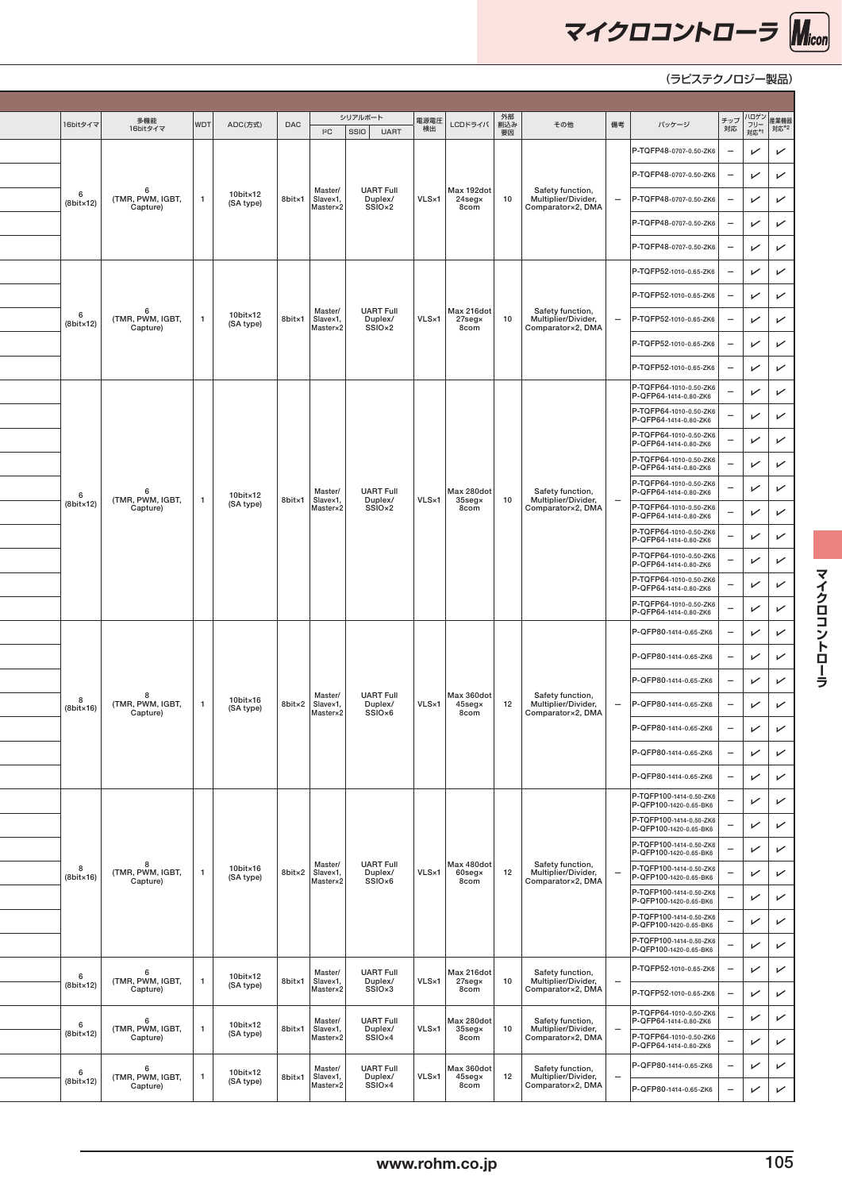(ラピステクノロジー製品)

| | 16bitタイマ | 多機能16bitタイマ | WDT | ADC(方式) | DAC | シリアルポート I²C | SSIO | UART | 電源電圧検出 | LCDドライバ | 外部割込み要因 | その他 | 備考 | パッケージ | チップ対応 | ハロゲンフリー対応*1 | 産業機器対応*2 |
|---|---|---|---|---|---|---|---|---|---|---|---|---|---|---|---|---|---|
| | 6 (8bit×12) | 6 (TMR, PWM, IGBT, Capture) | 1 | 10bit×12 (SA type) | 8bit×1 | Master/Slave×1, Master×2 | UART Full Duplex/SSIO×2 | | VLS×1 | Max 192dot 24seg×8com | 10 | Safety function, Multiplier/Divider, Comparator×2, DMA | – | P-TQFP48-0707-0.50-ZK6 | – | ✓ | ✓ |
| | | | | | | | | | | | | | | P-TQFP48-0707-0.50-ZK6 | – | ✓ | ✓ |
| | | | | | | | | | | | | | | P-TQFP48-0707-0.50-ZK6 | – | ✓ | ✓ |
| | | | | | | | | | | | | | | P-TQFP48-0707-0.50-ZK6 | – | ✓ | ✓ |
| | | | | | | | | | | | | | | P-TQFP48-0707-0.50-ZK6 | – | ✓ | ✓ |
| | 6 (8bit×12) | 6 (TMR, PWM, IGBT, Capture) | 1 | 10bit×12 (SA type) | 8bit×1 | Master/Slave×1, Master×2 | UART Full Duplex/SSIO×2 | | VLS×1 | Max 216dot 27seg×8com | 10 | Safety function, Multiplier/Divider, Comparator×2, DMA | – | P-TQFP52-1010-0.65-ZK6 | – | ✓ | ✓ |
| | | | | | | | | | | | | | | P-TQFP52-1010-0.65-ZK6 | – | ✓ | ✓ |
| | | | | | | | | | | | | | | P-TQFP52-1010-0.65-ZK6 | – | ✓ | ✓ |
| | | | | | | | | | | | | | | P-TQFP52-1010-0.65-ZK6 | – | ✓ | ✓ |
| | | | | | | | | | | | | | | P-TQFP52-1010-0.65-ZK6 | – | ✓ | ✓ |
| | 6 (8bit×12) | 6 (TMR, PWM, IGBT, Capture) | 1 | 10bit×12 (SA type) | 8bit×1 | Master/Slave×1, Master×2 | UART Full Duplex/SSIO×2 | | VLS×1 | Max 280dot 35seg×8com | 10 | Safety function, Multiplier/Divider, Comparator×2, DMA | – | P-TQFP64-1010-0.50-ZK6 P-QFP64-1414-0.80-ZK6 | – | ✓ | ✓ |
| | | | | | | | | | | | | | | P-TQFP64-1010-0.50-ZK6 P-QFP64-1414-0.80-ZK6 | – | ✓ | ✓ |
| | | | | | | | | | | | | | | P-TQFP64-1010-0.50-ZK6 P-QFP64-1414-0.80-ZK6 | – | ✓ | ✓ |
| | | | | | | | | | | | | | | P-TQFP64-1010-0.50-ZK6 P-QFP64-1414-0.80-ZK6 | – | ✓ | ✓ |
| | | | | | | | | | | | | | | P-TQFP64-1010-0.50-ZK6 P-QFP64-1414-0.80-ZK6 | – | ✓ | ✓ |
| | | | | | | | | | | | | | | P-TQFP64-1010-0.50-ZK6 P-QFP64-1414-0.80-ZK6 | – | ✓ | ✓ |
| | | | | | | | | | | | | | | P-TQFP64-1010-0.50-ZK6 P-QFP64-1414-0.80-ZK6 | – | ✓ | ✓ |
| | | | | | | | | | | | | | | P-TQFP64-1010-0.50-ZK6 P-QFP64-1414-0.80-ZK6 | – | ✓ | ✓ |
| | | | | | | | | | | | | | | P-TQFP64-1010-0.50-ZK6 P-QFP64-1414-0.80-ZK6 | – | ✓ | ✓ |
| | | | | | | | | | | | | | | P-TQFP64-1010-0.50-ZK6 P-QFP64-1414-0.80-ZK6 | – | ✓ | ✓ |
| | 8 (8bit×16) | 8 (TMR, PWM, IGBT, Capture) | 1 | 10bit×16 (SA type) | 8bit×2 | Master/Slave×1, Master×2 | UART Full Duplex/SSIO×6 | | VLS×1 | Max 360dot 45seg×8com | 12 | Safety function, Multiplier/Divider, Comparator×2, DMA | – | P-QFP80-1414-0.65-ZK6 | – | ✓ | ✓ |
| | | | | | | | | | | | | | | P-QFP80-1414-0.65-ZK6 | – | ✓ | ✓ |
| | | | | | | | | | | | | | | P-QFP80-1414-0.65-ZK6 | – | ✓ | ✓ |
| | | | | | | | | | | | | | | P-QFP80-1414-0.65-ZK6 | – | ✓ | ✓ |
| | | | | | | | | | | | | | | P-QFP80-1414-0.65-ZK6 | – | ✓ | ✓ |
| | | | | | | | | | | | | | | P-QFP80-1414-0.65-ZK6 | – | ✓ | ✓ |
| | | | | | | | | | | | | | | P-QFP80-1414-0.65-ZK6 | – | ✓ | ✓ |
| | 8 (8bit×16) | 8 (TMR, PWM, IGBT, Capture) | 1 | 10bit×16 (SA type) | 8bit×2 | Master/Slave×1, Master×2 | UART Full Duplex/SSIO×6 | | VLS×1 | Max 480dot 60seg×8com | 12 | Safety function, Multiplier/Divider, Comparator×2, DMA | – | P-TQFP100-1414-0.50-ZK6 P-QFP100-1420-0.65-BK6 | – | ✓ | ✓ |
| | | | | | | | | | | | | | | P-TQFP100-1414-0.50-ZK6 P-QFP100-1420-0.65-BK6 | – | ✓ | ✓ |
| | | | | | | | | | | | | | | P-TQFP100-1414-0.50-ZK6 P-QFP100-1420-0.65-BK6 | – | ✓ | ✓ |
| | | | | | | | | | | | | | | P-TQFP100-1414-0.50-ZK6 P-QFP100-1420-0.65-BK6 | – | ✓ | ✓ |
| | | | | | | | | | | | | | | P-TQFP100-1414-0.50-ZK6 P-QFP100-1420-0.65-BK6 | – | ✓ | ✓ |
| | | | | | | | | | | | | | | P-TQFP100-1414-0.50-ZK6 P-QFP100-1420-0.65-BK6 | – | ✓ | ✓ |
| | | | | | | | | | | | | | | P-TQFP100-1414-0.50-ZK6 P-QFP100-1420-0.65-BK6 | – | ✓ | ✓ |
| | 6 (8bit×12) | 6 (TMR, PWM, IGBT, Capture) | 1 | 10bit×12 (SA type) | 8bit×1 | Master/Slave×1, Master×2 | UART Full Duplex/SSIO×3 | | VLS×1 | Max 216dot 27seg×8com | 10 | Safety function, Multiplier/Divider, Comparator×2, DMA | – | P-TQFP52-1010-0.65-ZK6 | – | ✓ | ✓ |
| | | | | | | | | | | | | | | P-TQFP52-1010-0.65-ZK6 | – | ✓ | ✓ |
| | 6 (8bit×12) | 6 (TMR, PWM, IGBT, Capture) | 1 | 10bit×12 (SA type) | 8bit×1 | Master/Slave×1, Master×2 | UART Full Duplex/SSIO×4 | | VLS×1 | Max 280dot 35seg×8com | 10 | Safety function, Multiplier/Divider, Comparator×2, DMA | – | P-TQFP64-1010-0.50-ZK6 P-QFP64-1414-0.80-ZK6 | – | ✓ | ✓ |
| | | | | | | | | | | | | | | P-TQFP64-1010-0.50-ZK6 P-QFP64-1414-0.80-ZK6 | – | ✓ | ✓ |
| | 6 (8bit×12) | 6 (TMR, PWM, IGBT, Capture) | 1 | 10bit×12 (SA type) | 8bit×1 | Master/Slave×1, Master×2 | UART Full Duplex/SSIO×4 | | VLS×1 | Max 360dot 45seg×8com | 12 | Safety function, Multiplier/Divider, Comparator×2, DMA | – | P-QFP80-1414-0.65-ZK6 | – | ✓ | ✓ |
| | | | | | | | | | | | | | | P-QFP80-1414-0.65-ZK6 | – | ✓ | ✓ |

www.rohm.co.jp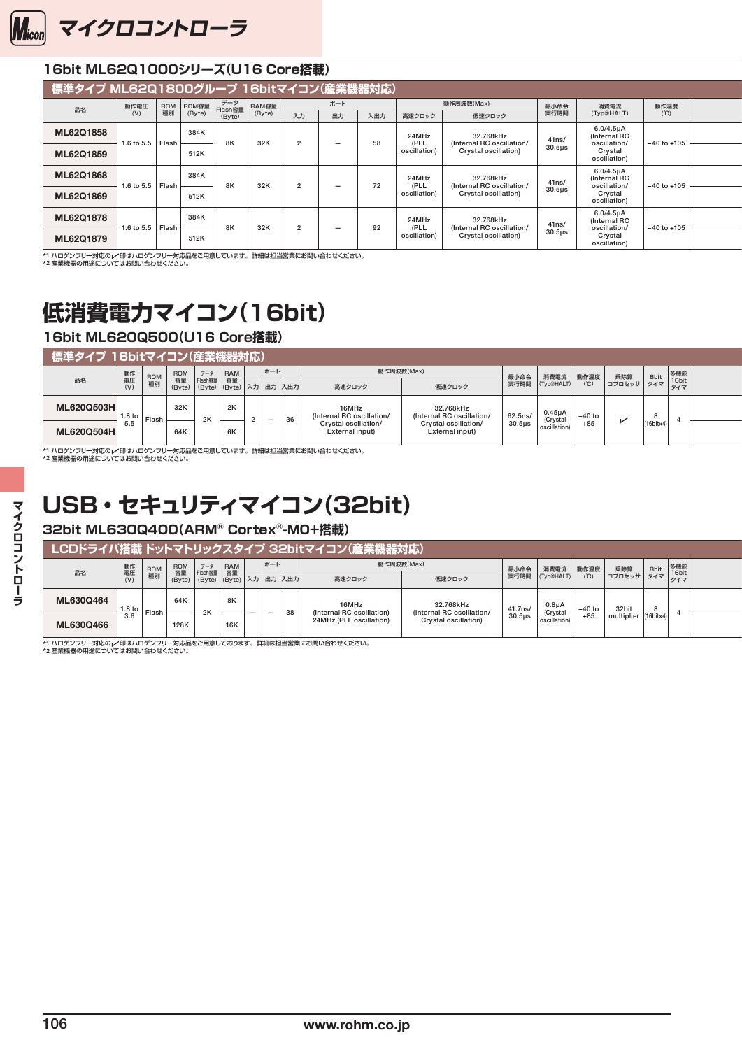# マイクロコントローラ

### 16bit ML62Q1000シリーズ(U16 Core搭載)

#### 標準タイプ ML62Q1800グループ 16bitマイコン(産業機器対応)

| 品名 | 動作電圧 (V) | ROM種別 | ROM容量 (Byte) | データFlash容量 (Byte) | RAM容量 (Byte) | ポート | | | 動作周波数(Max) | | 最小命令実行時間 | 消費電流 (Typ@HALT) | 動作温度 (℃) |
|---|---|---|---|---|---|---|---|---|---|---|---|---|---|
| | | | | | | 入力 | 出力 | 入出力 | 高速クロック | 低速クロック | | | |
| ML62Q1858 | 1.6 to 5.5 | Flash | 384K | 8K | 32K | 2 | – | 58 | 24MHz (PLL oscillation) | 32.768kHz (Internal RC oscillation/ Crystal oscillation) | 41ns/ 30.5μs | 6.0/4.5μA (Internal RC oscillation/ Crystal oscillation) | −40 to +105 |
| ML62Q1859 | | | 512K | | | | | | | | | | |
| ML62Q1868 | 1.6 to 5.5 | Flash | 384K | 8K | 32K | 2 | – | 72 | 24MHz (PLL oscillation) | 32.768kHz (Internal RC oscillation/ Crystal oscillation) | 41ns/ 30.5μs | 6.0/4.5μA (Internal RC oscillation/ Crystal oscillation) | −40 to +105 |
| ML62Q1869 | | | 512K | | | | | | | | | | |
| ML62Q1878 | 1.6 to 5.5 | Flash | 384K | 8K | 32K | 2 | – | 92 | 24MHz (PLL oscillation) | 32.768kHz (Internal RC oscillation/ Crystal oscillation) | 41ns/ 30.5μs | 6.0/4.5μA (Internal RC oscillation/ Crystal oscillation) | −40 to +105 |
| ML62Q1879 | | | 512K | | | | | | | | | | |

*1 ハロゲンフリー対応の✓印はハロゲンフリー対応品をご用意しています。詳細は担当営業にお問い合わせください。
*2 産業機器の用途についてはお問い合わせください。

# 低消費電力マイコン(16bit)

### 16bit ML620Q500(U16 Core搭載)

#### 標準タイプ 16bitマイコン(産業機器対応)

| 品名 | 動作電圧 (V) | ROM種別 | ROM容量 (Byte) | データFlash容量 (Byte) | RAM容量 (Byte) | ポート | | | 動作周波数(Max) | | 最小命令実行時間 | 消費電流 (Typ@HALT) | 動作温度 (℃) | 乗除算コプロセッサ | 8bitタイマ | 多機能16bitタイマ |
|---|---|---|---|---|---|---|---|---|---|---|---|---|---|---|---|---|
| | | | | | | 入力 | 出力 | 入出力 | 高速クロック | 低速クロック | | | | | | |
| ML620Q503H | 1.8 to 5.5 | Flash | 32K | 2K | 2K | 2 | – | 36 | 16MHz (Internal RC oscillation/ Crystal oscillation/ External input) | 32.768kHz (Internal RC oscillation/ Crystal oscillation/ External input) | 62.5ns/ 30.5μs | 0.45μA (Crystal oscillation) | −40 to +85 | ✓ | 8 (16bit×4) | 4 |
| ML620Q504H | | | 64K | | 6K | | | | | | | | | | | |

*1 ハロゲンフリー対応の✓印はハロゲンフリー対応品をご用意しています。詳細は担当営業にお問い合わせください。
*2 産業機器の用途についてはお問い合わせください。

# USB・セキュリティマイコン(32bit)

### 32bit ML630Q400(ARM® Cortex®-M0+搭載)

#### LCDドライバ搭載 ドットマトリックスタイプ 32bitマイコン(産業機器対応)

| 品名 | 動作電圧 (V) | ROM種別 | ROM容量 (Byte) | データFlash容量 (Byte) | RAM容量 (Byte) | ポート | | | 動作周波数(Max) | | 最小命令実行時間 | 消費電流 (Typ@HALT) | 動作温度 (℃) | 乗除算コプロセッサ | 8bitタイマ | 多機能16bitタイマ |
|---|---|---|---|---|---|---|---|---|---|---|---|---|---|---|---|---|
| | | | | | | 入力 | 出力 | 入出力 | 高速クロック | 低速クロック | | | | | | |
| ML630Q464 | 1.8 to 3.6 | Flash | 64K | 2K | 8K | – | – | 38 | 16MHz (Internal RC oscillation) 24MHz (PLL oscillation) | 32.768kHz (Internal RC oscillation/ Crystal oscillation) | 41.7ns/ 30.5μs | 0.8μA (Crystal oscillation) | −40 to +85 | 32bit multiplier | 8 (16bit×4) | 4 |
| ML630Q466 | | | 128K | | 16K | | | | | | | | | | | |

*1 ハロゲンフリー対応の✓印はハロゲンフリー対応品をご用意しております。詳細は担当営業にお問い合わせください。
*2 産業機器の用途についてはお問い合わせください。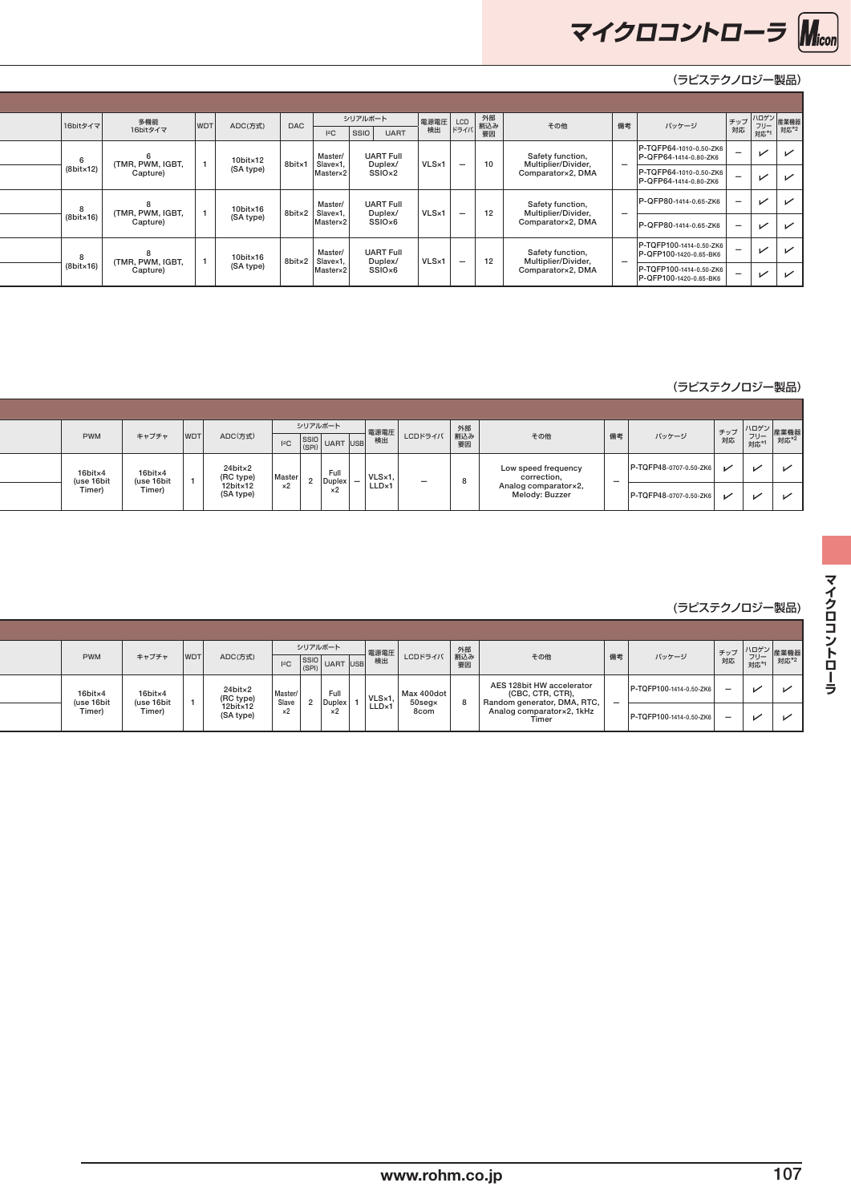（ラピステクノロジー製品）

| | 16bitタイマ | 多機能16bitタイマ | WDT | ADC(方式) | DAC | シリアルポート I²C | SSIO | UART | 電源電圧検出 | LCDドライバ | 外部割込み要因 | その他 | 備考 | パッケージ | チップ対応 | ハロゲンフリー対応[*1] | 産業機器対応[*2] |
|---|---|---|---|---|---|---|---|---|---|---|---|---|---|---|---|---|---|
| | 6 (8bit×12) | 6 (TMR, PWM, IGBT, Capture) | 1 | 10bit×12 (SA type) | 8bit×1 | Master/ Slave×1, Master×2 | UART Full Duplex/ SSIO×2 | | VLS×1 | – | 10 | Safety function, Multiplier/Divider, Comparator×2, DMA | – | P-TQFP64-1010-0.50-ZK6 P-QFP64-1414-0.80-ZK6 | – | ✓ | ✓ |
| | | | | | | | | | | | | | | P-TQFP64-1010-0.50-ZK6 P-QFP64-1414-0.80-ZK6 | – | ✓ | ✓ |
| | 8 (8bit×16) | 8 (TMR, PWM, IGBT, Capture) | 1 | 10bit×16 (SA type) | 8bit×2 | Master/ Slave×1, Master×2 | UART Full Duplex/ SSIO×6 | | VLS×1 | – | 12 | Safety function, Multiplier/Divider, Comparator×2, DMA | – | P-QFP80-1414-0.65-ZK6 | – | ✓ | ✓ |
| | | | | | | | | | | | | | | P-QFP80-1414-0.65-ZK6 | – | ✓ | ✓ |
| | 8 (8bit×16) | 8 (TMR, PWM, IGBT, Capture) | 1 | 10bit×16 (SA type) | 8bit×2 | Master/ Slave×1, Master×2 | UART Full Duplex/ SSIO×6 | | VLS×1 | – | 12 | Safety function, Multiplier/Divider, Comparator×2, DMA | – | P-TQFP100-1414-0.50-ZK6 P-QFP100-1420-0.65-BK6 | – | ✓ | ✓ |
| | | | | | | | | | | | | | | P-TQFP100-1414-0.50-ZK6 P-QFP100-1420-0.65-BK6 | – | ✓ | ✓ |

（ラピステクノロジー製品）

| | PWM | キャプチャ | WDT | ADC(方式) | シリアルポート I²C | SSIO (SPI) | UART | USB | 電源電圧検出 | LCDドライバ | 外部割込み要因 | その他 | 備考 | パッケージ | チップ対応 | ハロゲンフリー対応[*1] | 産業機器対応[*2] |
|---|---|---|---|---|---|---|---|---|---|---|---|---|---|---|---|---|---|
| | 16bit×4 (use 16bit Timer) | 16bit×4 (use 16bit Timer) | 1 | 24bit×2 (RC type) 12bit×12 (SA type) | Master ×2 | 2 | Full Duplex ×2 | – | VLS×1, LLD×1 | – | 8 | Low speed frequency correction, Analog comparator×2, Melody: Buzzer | – | P-TQFP48-0707-0.50-ZK6 | ✓ | ✓ | ✓ |
| | | | | | | | | | | | | | | P-TQFP48-0707-0.50-ZK6 | ✓ | ✓ | ✓ |

（ラピステクノロジー製品）

| | PWM | キャプチャ | WDT | ADC(方式) | シリアルポート I²C | SSIO (SPI) | UART | USB | 電源電圧検出 | LCDドライバ | 外部割込み要因 | その他 | 備考 | パッケージ | チップ対応 | ハロゲンフリー対応[*1] | 産業機器対応[*2] |
|---|---|---|---|---|---|---|---|---|---|---|---|---|---|---|---|---|---|
| | 16bit×4 (use 16bit Timer) | 16bit×4 (use 16bit Timer) | 1 | 24bit×2 (RC type) 12bit×12 (SA type) | Master/ Slave ×2 | 2 | Full Duplex ×2 | 1 | VLS×1, LLD×1 | Max 400dot 50seg× 8com | 8 | AES 128bit HW accelerator (CBC, CTR, CTR), Random generator, DMA, RTC, Analog comparator×2, 1kHz Timer | – | P-TQFP100-1414-0.50-ZK6 | – | ✓ | ✓ |
| | | | | | | | | | | | | | | P-TQFP100-1414-0.50-ZK6 | – | ✓ | ✓ |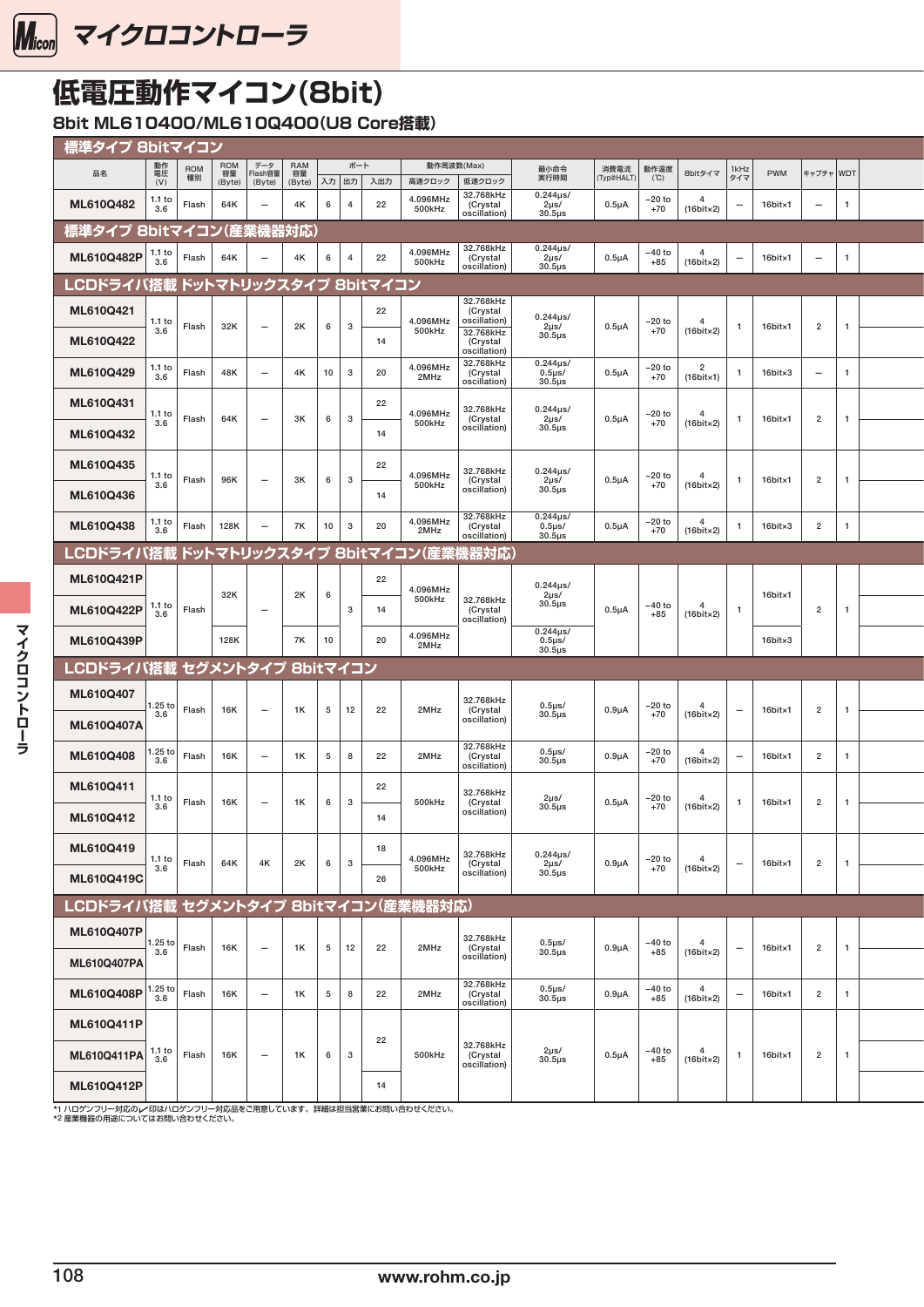# 低電圧動作マイコン(8bit)

## 8bit ML610400/ML610Q400(U8 Core搭載)

| 品名 | 動作電圧 (V) | ROM種別 | ROM容量 (Byte) | データFlash容量 (Byte) | RAM容量 (Byte) | ポート 入力 | ポート 出力 | ポート 入出力 | 動作周波数(Max) 高速クロック | 動作周波数(Max) 低速クロック | 最小命令実行時間 | 消費電流 (Typ@HALT) | 動作温度 (℃) | 8bitタイマ | 1kHzタイマ | PWM | キャプチャ | WDT |
|---|---|---|---|---|---|---|---|---|---|---|---|---|---|---|---|---|---|---|
| **標準タイプ 8bitマイコン** | | | | | | | | | | | | | | | | | | |
| ML610Q482 | 1.1 to 3.6 | Flash | 64K | – | 4K | 6 | 4 | 22 | 4.096MHz 500kHz | 32.768kHz (Crystal oscillation) | 0.244μs/ 2μs/ 30.5μs | 0.5μA | −20 to +70 | 4 (16bit×2) | – | 16bit×1 | – | 1 |
| **標準タイプ 8bitマイコン(産業機器対応)** | | | | | | | | | | | | | | | | | | |
| ML610Q482P | 1.1 to 3.6 | Flash | 64K | – | 4K | 6 | 4 | 22 | 4.096MHz 500kHz | 32.768kHz (Crystal oscillation) | 0.244μs/ 2μs/ 30.5μs | 0.5μA | −40 to +85 | 4 (16bit×2) | – | 16bit×1 | – | 1 |
| **LCDドライバ搭載 ドットマトリックスタイプ 8bitマイコン** | | | | | | | | | | | | | | | | | | |
| ML610Q421 | 1.1 to 3.6 | Flash | 32K | – | 2K | 6 | 3 | 22 | 4.096MHz 500kHz | 32.768kHz (Crystal oscillation) | 0.244μs/ 2μs/ 30.5μs | 0.5μA | −20 to +70 | 4 (16bit×2) | 1 | 16bit×1 | 2 | 1 |
| ML610Q422 | | | | | | | | 14 | | 32.768kHz (Crystal oscillation) | | | | | | | | |
| ML610Q429 | 1.1 to 3.6 | Flash | 48K | – | 4K | 10 | 3 | 20 | 4.096MHz 2MHz | 32.768kHz (Crystal oscillation) | 0.244μs/ 0.5μs/ 30.5μs | 0.5μA | −20 to +70 | 2 (16bit×1) | 1 | 16bit×3 | – | 1 |
| ML610Q431 | 1.1 to 3.6 | Flash | 64K | – | 3K | 6 | 3 | 22 | 4.096MHz 500kHz | 32.768kHz (Crystal oscillation) | 0.244μs/ 2μs/ 30.5μs | 0.5μA | −20 to +70 | 4 (16bit×2) | 1 | 16bit×1 | 2 | 1 |
| ML610Q432 | | | | | | | | 14 | | | | | | | | | | |
| ML610Q435 | 1.1 to 3.6 | Flash | 96K | – | 3K | 6 | 3 | 22 | 4.096MHz 500kHz | 32.768kHz (Crystal oscillation) | 0.244μs/ 2μs/ 30.5μs | 0.5μA | −20 to +70 | 4 (16bit×2) | 1 | 16bit×1 | 2 | 1 |
| ML610Q436 | | | | | | | | 14 | | | | | | | | | | |
| ML610Q438 | 1.1 to 3.6 | Flash | 128K | – | 7K | 10 | 3 | 20 | 4.096MHz 2MHz | 32.768kHz (Crystal oscillation) | 0.244μs/ 0.5μs/ 30.5μs | 0.5μA | −20 to +70 | 4 (16bit×2) | 1 | 16bit×3 | 2 | 1 |
| **LCDドライバ搭載 ドットマトリックスタイプ 8bitマイコン(産業機器対応)** | | | | | | | | | | | | | | | | | | |
| ML610Q421P | 1.1 to 3.6 | Flash | 32K | – | 2K | 6 | 3 | 22 | 4.096MHz 500kHz | 32.768kHz (Crystal oscillation) | 0.244μs/ 2μs/ 30.5μs | 0.5μA | −40 to +85 | 4 (16bit×2) | 1 | 16bit×1 | 2 | 1 |
| ML610Q422P | | | | | | | | 14 | | | | | | | | | | |
| ML610Q439P | | | 128K | | 7K | 10 | | 20 | 4.096MHz 2MHz | | 0.244μs/ 0.5μs/ 30.5μs | | | | | 16bit×3 | | |
| **LCDドライバ搭載 セグメントタイプ 8bitマイコン** | | | | | | | | | | | | | | | | | | |
| ML610Q407 | 1.25 to 3.6 | Flash | 16K | – | 1K | 5 | 12 | 22 | 2MHz | 32.768kHz (Crystal oscillation) | 0.5μs/ 30.5μs | 0.9μA | −20 to +70 | 4 (16bit×2) | – | 16bit×1 | 2 | 1 |
| ML610Q407A | | | | | | | | | | | | | | | | | | |
| ML610Q408 | 1.25 to 3.6 | Flash | 16K | – | 1K | 5 | 8 | 22 | 2MHz | 32.768kHz (Crystal oscillation) | 0.5μs/ 30.5μs | 0.9μA | −20 to +70 | 4 (16bit×2) | – | 16bit×1 | 2 | 1 |
| ML610Q411 | 1.1 to 3.6 | Flash | 16K | – | 1K | 6 | 3 | 22 | 500kHz | 32.768kHz (Crystal oscillation) | 2μs/ 30.5μs | 0.5μA | −20 to +70 | 4 (16bit×2) | 1 | 16bit×1 | 2 | 1 |
| ML610Q412 | | | | | | | | 14 | | | | | | | | | | |
| ML610Q419 | 1.1 to 3.6 | Flash | 64K | 4K | 2K | 6 | 3 | 18 | 4.096MHz 500kHz | 32.768kHz (Crystal oscillation) | 0.244μs/ 2μs/ 30.5μs | 0.9μA | −20 to +70 | 4 (16bit×2) | – | 16bit×1 | 2 | 1 |
| ML610Q419C | | | | | | | | 26 | | | | | | | | | | |
| **LCDドライバ搭載 セグメントタイプ 8bitマイコン(産業機器対応)** | | | | | | | | | | | | | | | | | | |
| ML610Q407P | 1.25 to 3.6 | Flash | 16K | – | 1K | 5 | 12 | 22 | 2MHz | 32.768kHz (Crystal oscillation) | 0.5μs/ 30.5μs | 0.9μA | −40 to +85 | 4 (16bit×2) | – | 16bit×1 | 2 | 1 |
| ML610Q407PA | | | | | | | | | | | | | | | | | | |
| ML610Q408P | 1.25 to 3.6 | Flash | 16K | – | 1K | 5 | 8 | 22 | 2MHz | 32.768kHz (Crystal oscillation) | 0.5μs/ 30.5μs | 0.9μA | −40 to +85 | 4 (16bit×2) | – | 16bit×1 | 2 | 1 |
| ML610Q411P | 1.1 to 3.6 | Flash | 16K | – | 1K | 6 | 3 | 22 | 500kHz | 32.768kHz (Crystal oscillation) | 2μs/ 30.5μs | 0.5μA | −40 to +85 | 4 (16bit×2) | 1 | 16bit×1 | 2 | 1 |
| ML610Q411PA | | | | | | | | | | | | | | | | | | |
| ML610Q412P | | | | | | | | 14 | | | | | | | | | | |

*1 ハロゲンフリー対応の✓印はハロゲンフリー対応品をご用意しています。詳細は担当営業にお問い合わせください。
*2 産業機器の用途についてはお問い合わせください。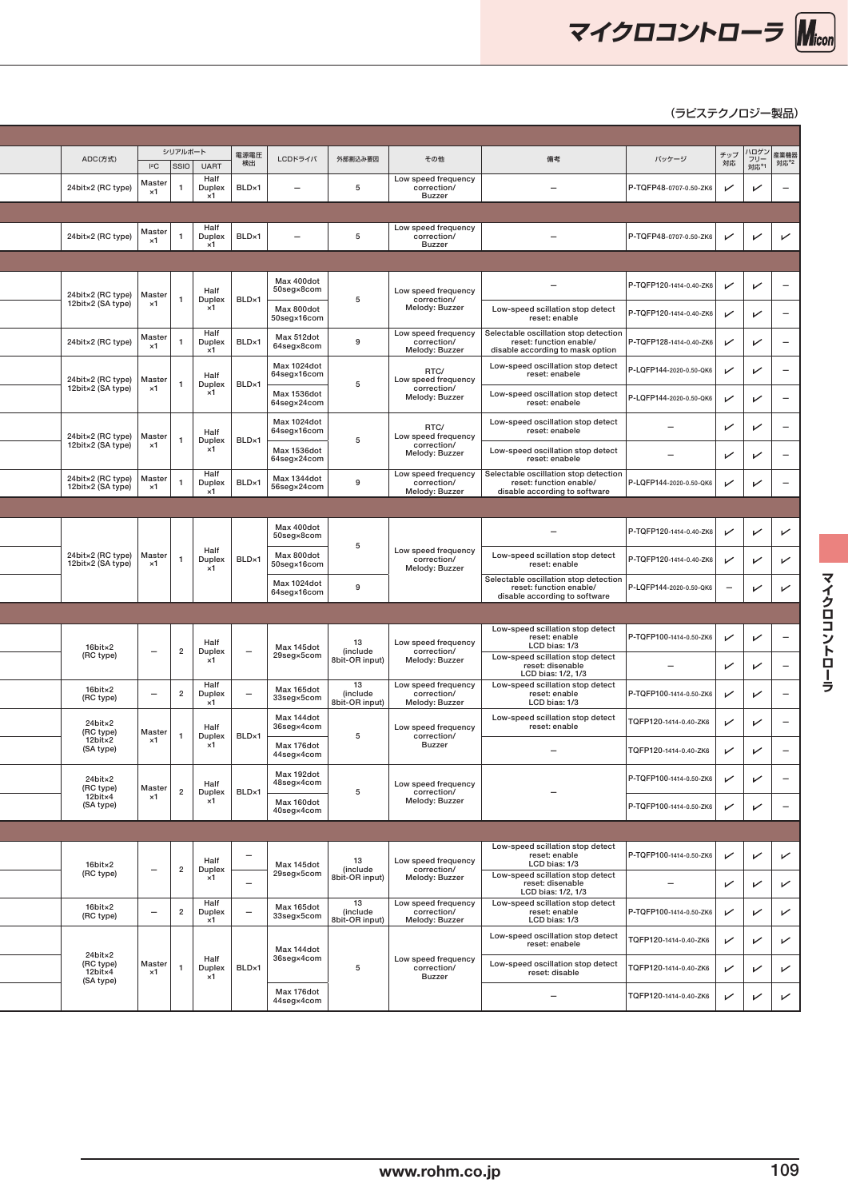(ラピステクノロジー製品)

| | ADC(方式) | シリアルポート | | | 電源電圧検出 | LCDドライバ | 外部割込み要因 | その他 | 備考 | パッケージ | チップ対応 | ハロゲンフリー対応[*1] | 産業機器対応[*2] |
|---|---|---|---|---|---|---|---|---|---|---|---|---|---|
| | | I²C | SSIO | UART | | | | | | | | | |
| | 24bit×2 (RC type) | Master ×1 | 1 | Half Duplex ×1 | BLD×1 | – | 5 | Low speed frequency correction/ Buzzer | – | P-TQFP48-0707-0.50-ZK6 | ✓ | ✓ | – |
| | | | | | | | | | | | | | |
| | 24bit×2 (RC type) | Master ×1 | 1 | Half Duplex ×1 | BLD×1 | – | 5 | Low speed frequency correction/ Buzzer | – | P-TQFP48-0707-0.50-ZK6 | ✓ | ✓ | ✓ |
| | | | | | | | | | | | | | |
| | 24bit×2 (RC type) 12bit×2 (SA type) | Master ×1 | 1 | Half Duplex ×1 | BLD×1 | Max 400dot 50seg×8com | 5 | Low speed frequency correction/ Melody: Buzzer | – | P-TQFP120-1414-0.40-ZK6 | ✓ | ✓ | – |
| | | | | | | Max 800dot 50seg×16com | | | Low-speed scillation stop detect reset: enable | P-TQFP120-1414-0.40-ZK6 | ✓ | ✓ | – |
| | 24bit×2 (RC type) | Master ×1 | 1 | Half Duplex ×1 | BLD×1 | Max 512dot 64seg×8com | 9 | Low speed frequency correction/ Melody: Buzzer | Selectable oscillation stop detection reset: function enable/ disable according to mask option | P-TQFP128-1414-0.40-ZK6 | ✓ | ✓ | – |
| | 24bit×2 (RC type) 12bit×2 (SA type) | Master ×1 | 1 | Half Duplex ×1 | BLD×1 | Max 1024dot 64seg×16com | 5 | RTC/ Low speed frequency correction/ Melody: Buzzer | Low-speed oscillation stop detect reset: enable | P-LQFP144-2020-0.50-QK6 | ✓ | ✓ | – |
| | | | | | | Max 1536dot 64seg×24com | | | Low-speed oscillation stop detect reset: enable | P-LQFP144-2020-0.50-QK6 | ✓ | ✓ | – |
| | 24bit×2 (RC type) 12bit×2 (SA type) | Master ×1 | 1 | Half Duplex ×1 | BLD×1 | Max 1024dot 64seg×16com | 5 | RTC/ Low speed frequency correction/ Melody: Buzzer | Low-speed oscillation stop detect reset: enable | – | ✓ | ✓ | – |
| | | | | | | Max 1536dot 64seg×24com | | | Low-speed oscillation stop detect reset: enable | – | ✓ | ✓ | – |
| | 24bit×2 (RC type) 12bit×2 (SA type) | Master ×1 | 1 | Half Duplex ×1 | BLD×1 | Max 1344dot 56seg×24com | 9 | Low speed frequency correction/ Melody: Buzzer | Selectable oscillation stop detection reset: function enable/ disable according to software | P-LQFP144-2020-0.50-QK6 | ✓ | ✓ | – |
| | | | | | | | | | | | | | |
| | 24bit×2 (RC type) 12bit×2 (SA type) | Master ×1 | 1 | Half Duplex ×1 | BLD×1 | Max 400dot 50seg×8com | 5 | Low speed frequency correction/ Melody: Buzzer | – | P-TQFP120-1414-0.40-ZK6 | ✓ | ✓ | ✓ |
| | | | | | | Max 800dot 50seg×16com | | | Low-speed scillation stop detect reset: enable | P-TQFP120-1414-0.40-ZK6 | ✓ | ✓ | ✓ |
| | | | | | | Max 1024dot 64seg×16com | 9 | | Selectable oscillation stop detection reset: function enable/ disable according to software | P-LQFP144-2020-0.50-QK6 | – | ✓ | ✓ |
| | | | | | | | | | | | | | |
| | 16bit×2 (RC type) | – | 2 | Half Duplex ×1 | – | Max 145dot 29seg×5com | 13 (include 8bit-OR input) | Low speed frequency correction/ Melody: Buzzer | Low-speed scillation stop detect reset: enable LCD bias: 1/3 | P-TQFP100-1414-0.50-ZK6 | ✓ | ✓ | – |
| | | | | | | | | | Low-speed scillation stop detect reset: disenable LCD bias: 1/2, 1/3 | – | ✓ | ✓ | – |
| | 16bit×2 (RC type) | – | 2 | Half Duplex ×1 | – | Max 165dot 33seg×5com | 13 (include 8bit-OR input) | Low speed frequency correction/ Melody: Buzzer | Low-speed scillation stop detect reset: enable LCD bias: 1/3 | P-TQFP100-1414-0.50-ZK6 | ✓ | ✓ | – |
| | 24bit×2 (RC type) 12bit×2 (SA type) | Master ×1 | 1 | Half Duplex ×1 | BLD×1 | Max 144dot 36seg×4com | 5 | Low speed frequency correction/ Buzzer | Low-speed oscillation stop detect reset: enable | TQFP120-1414-0.40-ZK6 | ✓ | ✓ | – |
| | | | | | | Max 176dot 44seg×4com | | | – | TQFP120-1414-0.40-ZK6 | ✓ | ✓ | – |
| | 24bit×2 (RC type) 12bit×4 (SA type) | Master ×1 | 2 | Half Duplex ×1 | BLD×1 | Max 192dot 48seg×4com | 5 | Low speed frequency correction/ Melody: Buzzer | – | P-TQFP100-1414-0.50-ZK6 | ✓ | ✓ | – |
| | | | | | | Max 160dot 40seg×4com | | | | P-TQFP100-1414-0.50-ZK6 | ✓ | ✓ | – |
| | | | | | | | | | | | | | |
| | 16bit×2 (RC type) | – | 2 | Half Duplex ×1 | – | Max 145dot 29seg×5com | 13 (include 8bit-OR input) | Low speed frequency correction/ Melody: Buzzer | Low-speed scillation stop detect reset: enable LCD bias: 1/3 | P-TQFP100-1414-0.50-ZK6 | ✓ | ✓ | ✓ |
| | | | | | – | | | | Low-speed scillation stop detect reset: disenable LCD bias: 1/2, 1/3 | – | ✓ | ✓ | ✓ |
| | 16bit×2 (RC type) | – | 2 | Half Duplex ×1 | – | Max 165dot 33seg×5com | 13 (include 8bit-OR input) | Low speed frequency correction/ Melody: Buzzer | Low-speed scillation stop detect reset: enable LCD bias: 1/3 | P-TQFP100-1414-0.50-ZK6 | ✓ | ✓ | ✓ |
| | 24bit×2 (RC type) 12bit×4 (SA type) | Master ×1 | 1 | Half Duplex ×1 | BLD×1 | Max 144dot 36seg×4com | 5 | Low speed frequency correction/ Buzzer | Low-speed oscillation stop detect reset: enable | TQFP120-1414-0.40-ZK6 | ✓ | ✓ | ✓ |
| | | | | | | | | | Low-speed oscillation stop detect reset: disable | TQFP120-1414-0.40-ZK6 | ✓ | ✓ | ✓ |
| | | | | | | Max 176dot 44seg×4com | | | – | TQFP120-1414-0.40-ZK6 | ✓ | ✓ | ✓ |

www.rohm.co.jp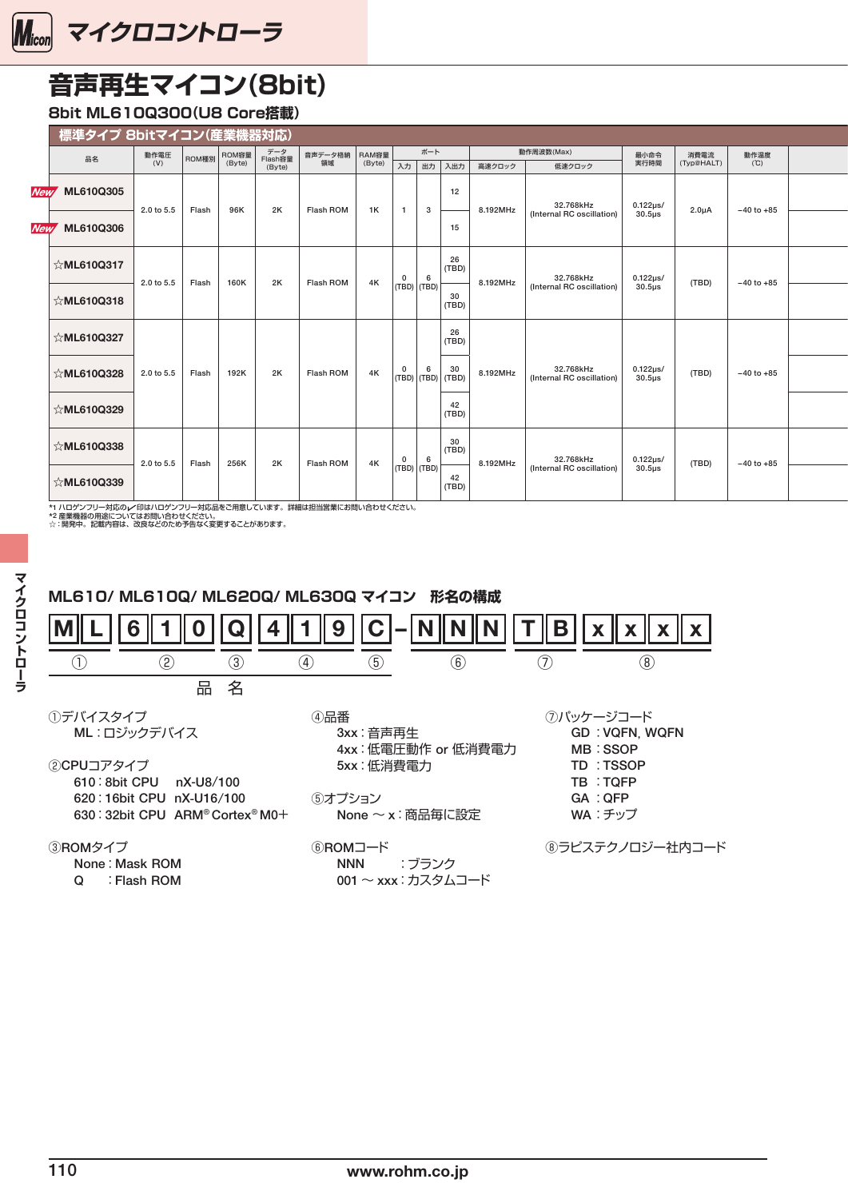# 音声再生マイコン(8bit)

## 8bit ML610Q300(U8 Core搭載)

### 標準タイプ 8bitマイコン(産業機器対応)

| 品名 | 動作電圧 (V) | ROM種別 | ROM容量 (Byte) | データ Flash容量 (Byte) | 音声データ格納領域 | RAM容量 (Byte) | ポート | | | 動作周波数(Max) | | 最小命令実行時間 | 消費電流 (Typ@HALT) | 動作温度 (℃) |
|---|---|---|---|---|---|---|---|---|---|---|---|---|---|---|
| | | | | | | | 入力 | 出力 | 入出力 | 高速クロック | 低速クロック | | | |
| New ML610Q305 | 2.0 to 5.5 | Flash | 96K | 2K | Flash ROM | 1K | 1 | 3 | 12 | 8.192MHz | 32.768kHz (Internal RC oscillation) | 0.122μs/ 30.5μs | 2.0μA | −40 to +85 |
| New ML610Q306 | | | | | | | | | 15 | | | | | |
| ☆ML610Q317 | 2.0 to 5.5 | Flash | 160K | 2K | Flash ROM | 4K | 0 (TBD) | 6 (TBD) | 26 (TBD) | 8.192MHz | 32.768kHz (Internal RC oscillation) | 0.122μs/ 30.5μs | (TBD) | −40 to +85 |
| ☆ML610Q318 | | | | | | | | | 30 (TBD) | | | | | |
| ☆ML610Q327 | 2.0 to 5.5 | Flash | 192K | 2K | Flash ROM | 4K | 0 (TBD) | 6 (TBD) | 26 (TBD) | 8.192MHz | 32.768kHz (Internal RC oscillation) | 0.122μs/ 30.5μs | (TBD) | −40 to +85 |
| ☆ML610Q328 | | | | | | | | | 30 (TBD) | | | | | |
| ☆ML610Q329 | | | | | | | | | 42 (TBD) | | | | | |
| ☆ML610Q338 | 2.0 to 5.5 | Flash | 256K | 2K | Flash ROM | 4K | 0 (TBD) | 6 (TBD) | 30 (TBD) | 8.192MHz | 32.768kHz (Internal RC oscillation) | 0.122μs/ 30.5μs | (TBD) | −40 to +85 |
| ☆ML610Q339 | | | | | | | | | 42 (TBD) | | | | | |

*1 ハロゲンフリー対応の✓印はハロゲンフリー対応品をご用意しています。詳細は担当営業にお問い合わせください。
*2 産業機器の用途についてはお問い合わせください。
☆：開発中。記載内容は、改良などのため予告なく変更することがあります。

## ML610/ ML610Q/ ML620Q/ ML630Q マイコン　形名の構成

M L | 6 1 0 | Q | 4 1 9 | C – N N N | T B | x x x x

①ML ②610 ③Q ④419 ⑤C ⑥NNN ⑦TB ⑧xxxx

①〜⑤：品名

①デバイスタイプ
- ML：ロジックデバイス

②CPUコアタイプ
- 610：8bit CPU　nX-U8/100
- 620：16bit CPU　nX-U16/100
- 630：32bit CPU　ARM® Cortex® M0+

③ROMタイプ
- None：Mask ROM
- Q　：Flash ROM

④品番
- 3xx：音声再生
- 4xx：低電圧動作 or 低消費電力
- 5xx：低消費電力

⑤オプション
- None 〜 x：商品毎に設定

⑥ROMコード
- NNN　：ブランク
- 001 〜 xxx：カスタムコード

⑦パッケージコード
- GD：VQFN, WQFN
- MB：SSOP
- TD：TSSOP
- TB：TQFP
- GA：QFP
- WA：チップ

⑧ラピステクノロジー社内コード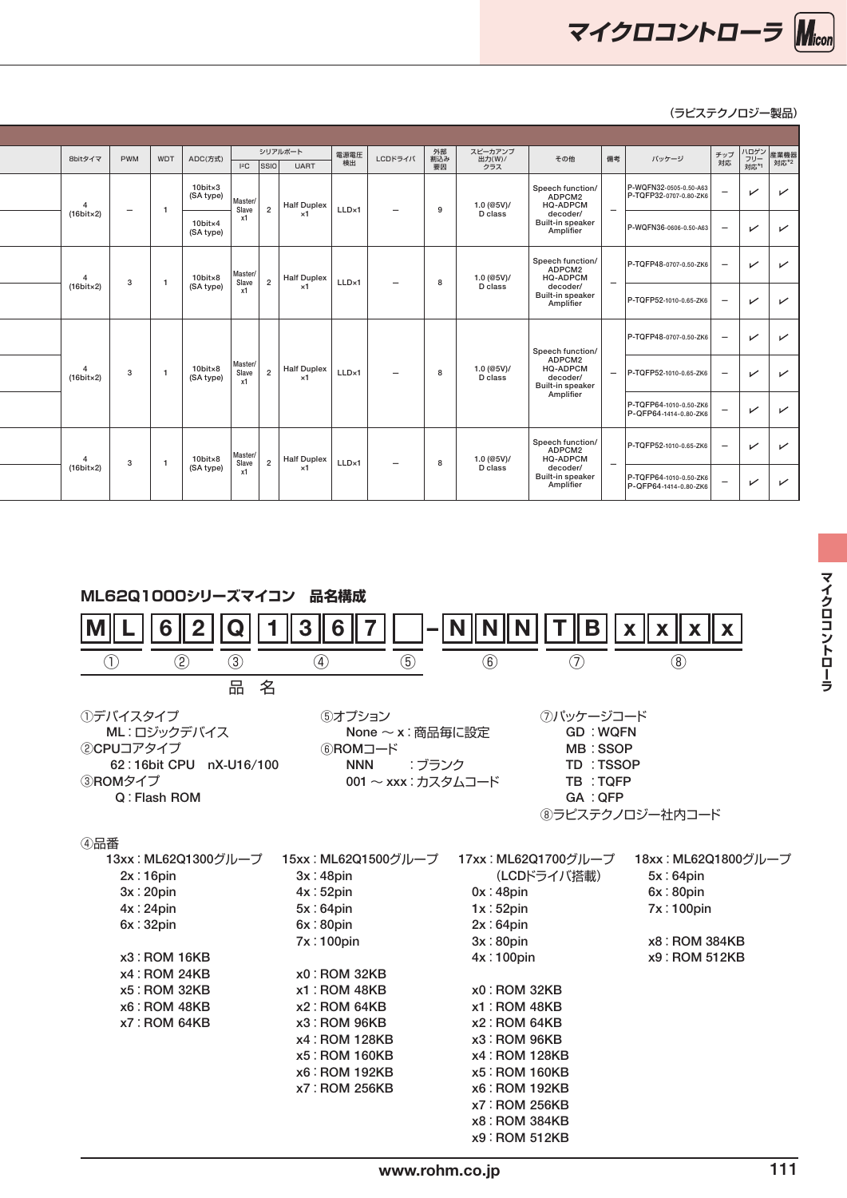(ラピステクノロジー製品)

| | 8bitタイマ | PWM | WDT | ADC(方式) | シリアルポート I²C | SSIO | UART | 電源電圧検出 | LCDドライバ | 外部割込み要因 | スピーカアンプ出力(W)/クラス | その他 | 備考 | パッケージ | チップ対応 | ハロゲンフリー対応*1 | 産業機器対応*2 |
|---|---|---|---|---|---|---|---|---|---|---|---|---|---|---|---|---|---|
| | 4 (16bit×2) | – | 1 | 10bit×3 (SA type) | Master/Slave x1 | 2 | Half Duplex ×1 | LLD×1 | – | 9 | 1.0 (@5V)/ D class | Speech function/ ADPCM2 HQ-ADPCM decoder/ Built-in speaker Amplifier | – | P-WQFN32-0505-0.50-A63 P-TQFP32-0707-0.80-ZK6 | – | ✓ | ✓ |
| | | | | 10bit×4 (SA type) | | | | | | | | | | P-WQFN36-0606-0.50-A63 | – | ✓ | ✓ |
| | 4 (16bit×2) | 3 | 1 | 10bit×8 (SA type) | Master/Slave x1 | 2 | Half Duplex ×1 | LLD×1 | – | 8 | 1.0 (@5V)/ D class | Speech function/ ADPCM2 HQ-ADPCM decoder/ Built-in speaker Amplifier | – | P-TQFP48-0707-0.50-ZK6 | – | ✓ | ✓ |
| | | | | | | | | | | | | | | P-TQFP52-1010-0.65-ZK6 | – | ✓ | ✓ |
| | 4 (16bit×2) | 3 | 1 | 10bit×8 (SA type) | Master/Slave x1 | 2 | Half Duplex ×1 | LLD×1 | – | 8 | 1.0 (@5V)/ D class | Speech function/ ADPCM2 HQ-ADPCM decoder/ Built-in speaker Amplifier | – | P-TQFP48-0707-0.50-ZK6 | – | ✓ | ✓ |
| | | | | | | | | | | | | | | P-TQFP52-1010-0.65-ZK6 | – | ✓ | ✓ |
| | | | | | | | | | | | | | | P-TQFP64-1010-0.50-ZK6 P-QFP64-1414-0.80-ZK6 | – | ✓ | ✓ |
| | 4 (16bit×2) | 3 | 1 | 10bit×8 (SA type) | Master/Slave x1 | 2 | Half Duplex ×1 | LLD×1 | – | 8 | 1.0 (@5V)/ D class | Speech function/ ADPCM2 HQ-ADPCM decoder/ Built-in speaker Amplifier | – | P-TQFP52-1010-0.65-ZK6 | – | ✓ | ✓ |
| | | | | | | | | | | | | | | P-TQFP64-1010-0.50-ZK6 P-QFP64-1414-0.80-ZK6 | – | ✓ | ✓ |

## ML62Q1000シリーズマイコン　品名構成

| M L | 6 2 | Q | 1 3 6 7 | | – N N N | T B | x x x x |
|---|---|---|---|---|---|---|---|
| ① | ② | ③ | ④ | ⑤ | ⑥ | ⑦ | ⑧ |

品　名

①デバイスタイプ
　ML：ロジックデバイス

②CPUコアタイプ
　62：16bit CPU　nX-U16/100

③ROMタイプ
　Q：Flash ROM

⑤オプション
　None ～ x：商品毎に設定

⑥ROMコード
　NNN　　：ブランク
　001 ～ xxx：カスタムコード

⑦パッケージコード
　GD：WQFN
　MB：SSOP
　TD：TSSOP
　TB：TQFP
　GA：QFP

⑧ラピステクノロジー社内コード

④品番

13xx：ML62Q1300グループ
- 2x：16pin
- 3x：20pin
- 4x：24pin
- 6x：32pin
- x3：ROM 16KB
- x4：ROM 24KB
- x5：ROM 32KB
- x6：ROM 48KB
- x7：ROM 64KB

15xx：ML62Q1500グループ
- 3x：48pin
- 4x：52pin
- 5x：64pin
- 6x：80pin
- 7x：100pin
- x0：ROM 32KB
- x1：ROM 48KB
- x2：ROM 64KB
- x3：ROM 96KB
- x4：ROM 128KB
- x5：ROM 160KB
- x6：ROM 192KB
- x7：ROM 256KB

17xx：ML62Q1700グループ（LCDドライバ搭載）
- 0x：48pin
- 1x：52pin
- 2x：64pin
- 3x：80pin
- 4x：100pin
- x0：ROM 32KB
- x1：ROM 48KB
- x2：ROM 64KB
- x3：ROM 96KB
- x4：ROM 128KB
- x5：ROM 160KB
- x6：ROM 192KB
- x7：ROM 256KB
- x8：ROM 384KB
- x9：ROM 512KB

18xx：ML62Q1800グループ
- 5x：64pin
- 6x：80pin
- 7x：100pin
- x8：ROM 384KB
- x9：ROM 512KB